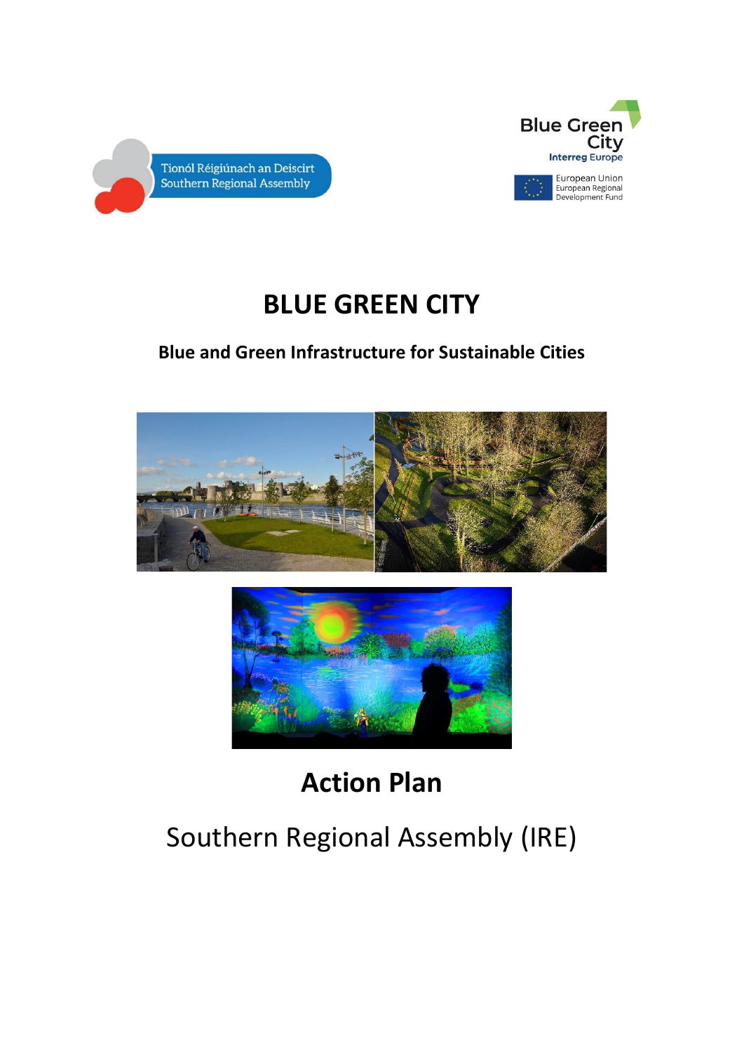Tionól Réigiúnach an Deiscirt
Southern Regional Assembly

Blue Green City
Interreg Europe

European Union
European Regional Development Fund

# BLUE GREEN CITY

### Blue and Green Infrastructure for Sustainable Cities

## Action Plan

Southern Regional Assembly (IRE)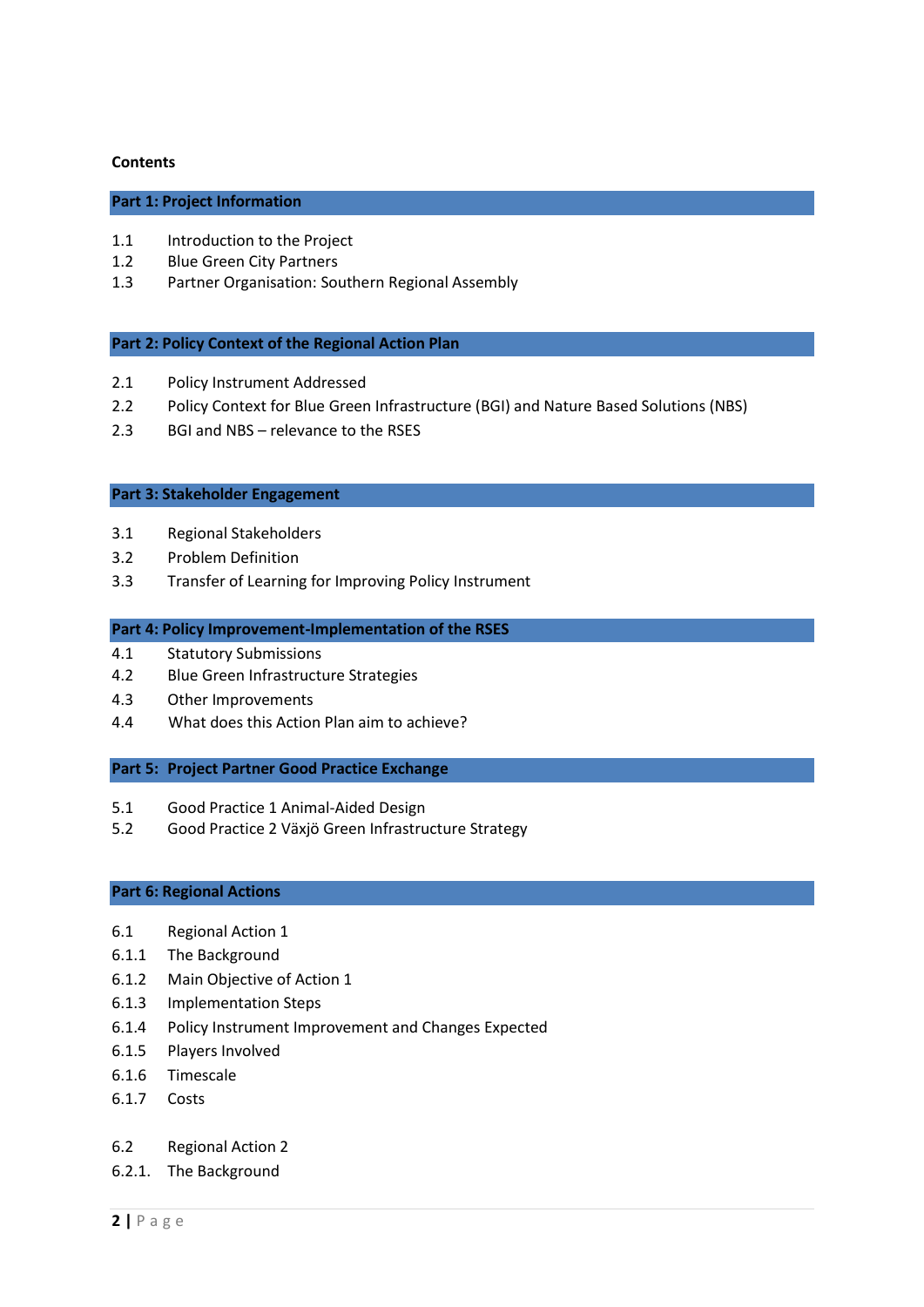**Contents**

## Part 1: Project Information

1.1 Introduction to the Project
1.2 Blue Green City Partners
1.3 Partner Organisation: Southern Regional Assembly

## Part 2: Policy Context of the Regional Action Plan

2.1 Policy Instrument Addressed
2.2 Policy Context for Blue Green Infrastructure (BGI) and Nature Based Solutions (NBS)
2.3 BGI and NBS – relevance to the RSES

## Part 3: Stakeholder Engagement

3.1 Regional Stakeholders
3.2 Problem Definition
3.3 Transfer of Learning for Improving Policy Instrument

## Part 4: Policy Improvement-Implementation of the RSES

4.1 Statutory Submissions
4.2 Blue Green Infrastructure Strategies
4.3 Other Improvements
4.4 What does this Action Plan aim to achieve?

## Part 5: Project Partner Good Practice Exchange

5.1 Good Practice 1 Animal-Aided Design
5.2 Good Practice 2 Växjö Green Infrastructure Strategy

## Part 6: Regional Actions

6.1 Regional Action 1
6.1.1 The Background
6.1.2 Main Objective of Action 1
6.1.3 Implementation Steps
6.1.4 Policy Instrument Improvement and Changes Expected
6.1.5 Players Involved
6.1.6 Timescale
6.1.7 Costs

6.2 Regional Action 2
6.2.1. The Background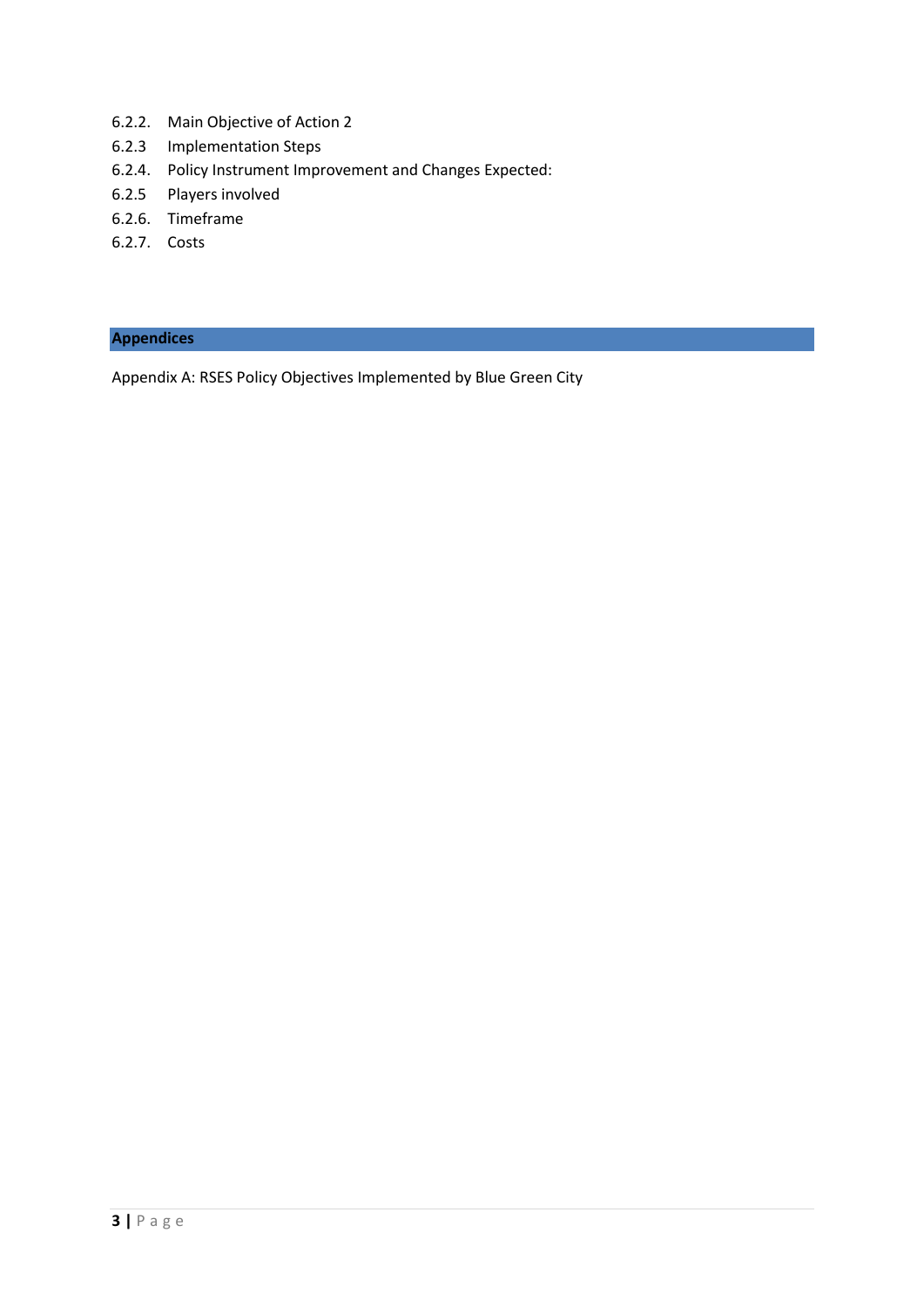6.2.2. Main Objective of Action 2
6.2.3 Implementation Steps
6.2.4. Policy Instrument Improvement and Changes Expected:
6.2.5 Players involved
6.2.6. Timeframe
6.2.7. Costs

## Appendices

Appendix A: RSES Policy Objectives Implemented by Blue Green City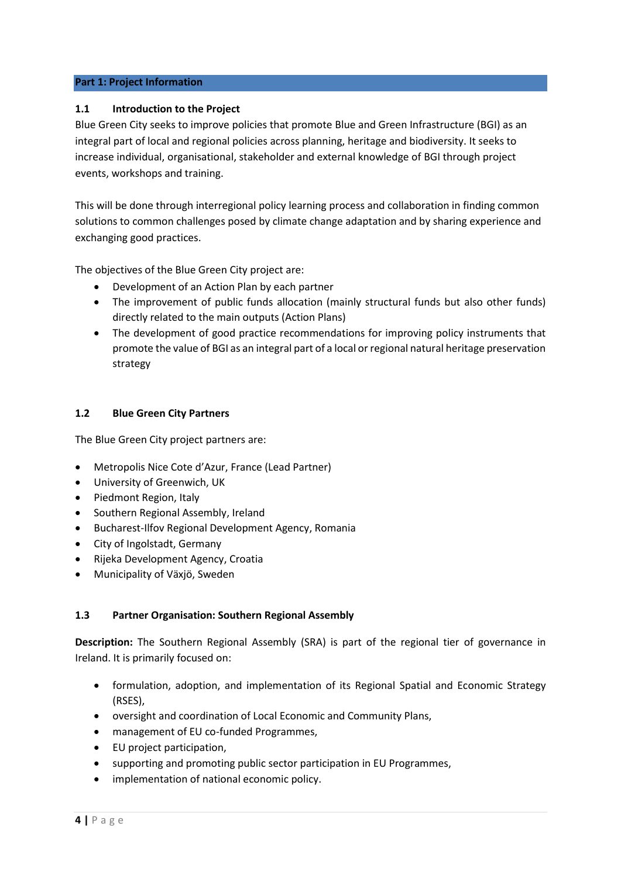## Part 1: Project Information

### 1.1 Introduction to the Project

Blue Green City seeks to improve policies that promote Blue and Green Infrastructure (BGI) as an integral part of local and regional policies across planning, heritage and biodiversity. It seeks to increase individual, organisational, stakeholder and external knowledge of BGI through project events, workshops and training.

This will be done through interregional policy learning process and collaboration in finding common solutions to common challenges posed by climate change adaptation and by sharing experience and exchanging good practices.

The objectives of the Blue Green City project are:

- Development of an Action Plan by each partner
- The improvement of public funds allocation (mainly structural funds but also other funds) directly related to the main outputs (Action Plans)
- The development of good practice recommendations for improving policy instruments that promote the value of BGI as an integral part of a local or regional natural heritage preservation strategy

### 1.2 Blue Green City Partners

The Blue Green City project partners are:

- Metropolis Nice Cote d'Azur, France (Lead Partner)
- University of Greenwich, UK
- Piedmont Region, Italy
- Southern Regional Assembly, Ireland
- Bucharest-Ilfov Regional Development Agency, Romania
- City of Ingolstadt, Germany
- Rijeka Development Agency, Croatia
- Municipality of Växjö, Sweden

### 1.3 Partner Organisation: Southern Regional Assembly

**Description:** The Southern Regional Assembly (SRA) is part of the regional tier of governance in Ireland. It is primarily focused on:

- formulation, adoption, and implementation of its Regional Spatial and Economic Strategy (RSES),
- oversight and coordination of Local Economic and Community Plans,
- management of EU co-funded Programmes,
- EU project participation,
- supporting and promoting public sector participation in EU Programmes,
- implementation of national economic policy.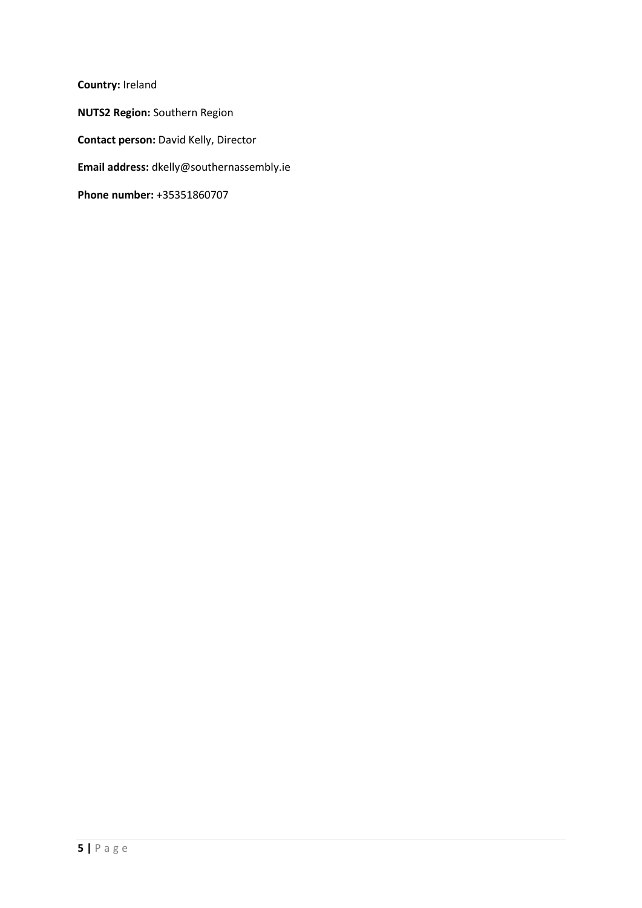**Country:** Ireland

**NUTS2 Region:** Southern Region

**Contact person:** David Kelly, Director

**Email address:** dkelly@southernassembly.ie

**Phone number:** +35351860707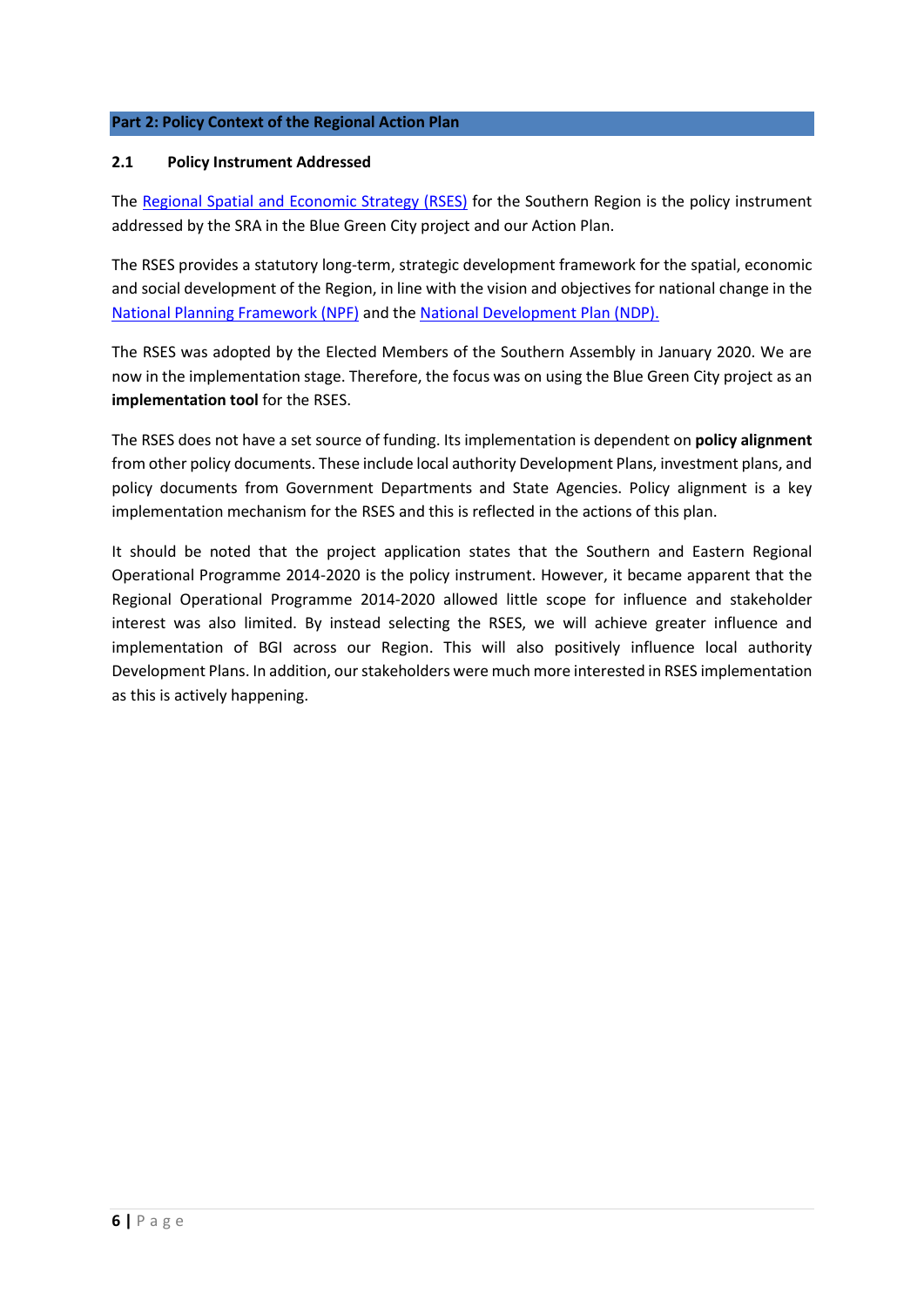## Part 2: Policy Context of the Regional Action Plan

### 2.1 Policy Instrument Addressed

The Regional Spatial and Economic Strategy (RSES) for the Southern Region is the policy instrument addressed by the SRA in the Blue Green City project and our Action Plan.

The RSES provides a statutory long-term, strategic development framework for the spatial, economic and social development of the Region, in line with the vision and objectives for national change in the National Planning Framework (NPF) and the National Development Plan (NDP).

The RSES was adopted by the Elected Members of the Southern Assembly in January 2020. We are now in the implementation stage. Therefore, the focus was on using the Blue Green City project as an **implementation tool** for the RSES.

The RSES does not have a set source of funding. Its implementation is dependent on **policy alignment** from other policy documents. These include local authority Development Plans, investment plans, and policy documents from Government Departments and State Agencies. Policy alignment is a key implementation mechanism for the RSES and this is reflected in the actions of this plan.

It should be noted that the project application states that the Southern and Eastern Regional Operational Programme 2014-2020 is the policy instrument. However, it became apparent that the Regional Operational Programme 2014-2020 allowed little scope for influence and stakeholder interest was also limited. By instead selecting the RSES, we will achieve greater influence and implementation of BGI across our Region. This will also positively influence local authority Development Plans. In addition, our stakeholders were much more interested in RSES implementation as this is actively happening.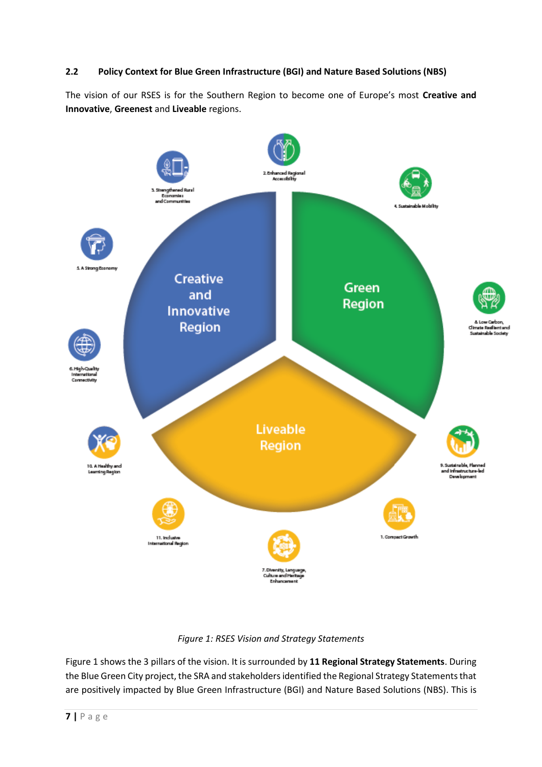## 2.2 Policy Context for Blue Green Infrastructure (BGI) and Nature Based Solutions (NBS)

The vision of our RSES is for the Southern Region to become one of Europe's most **Creative and Innovative**, **Greenest** and **Liveable** regions.

Creative and Innovative Region

Green Region

Liveable Region

2. Enhanced Regional Accessibility

3. Strengthened Rural Economies and Communities

4. Sustainable Mobility

5. A Strong Economy

8. Low Carbon, Climate Resilient and Sustainable Society

6. High-Quality International Connectivity

10. A Healthy and Learning Region

9. Sustainable, Planned and Infrastructure-led Development

11. Inclusive International Region

1. Compact Growth

7. Diversity, Language, Culture and Heritage Enhancement

*Figure 1: RSES Vision and Strategy Statements*

Figure 1 shows the 3 pillars of the vision. It is surrounded by **11 Regional Strategy Statements**. During the Blue Green City project, the SRA and stakeholders identified the Regional Strategy Statements that are positively impacted by Blue Green Infrastructure (BGI) and Nature Based Solutions (NBS). This is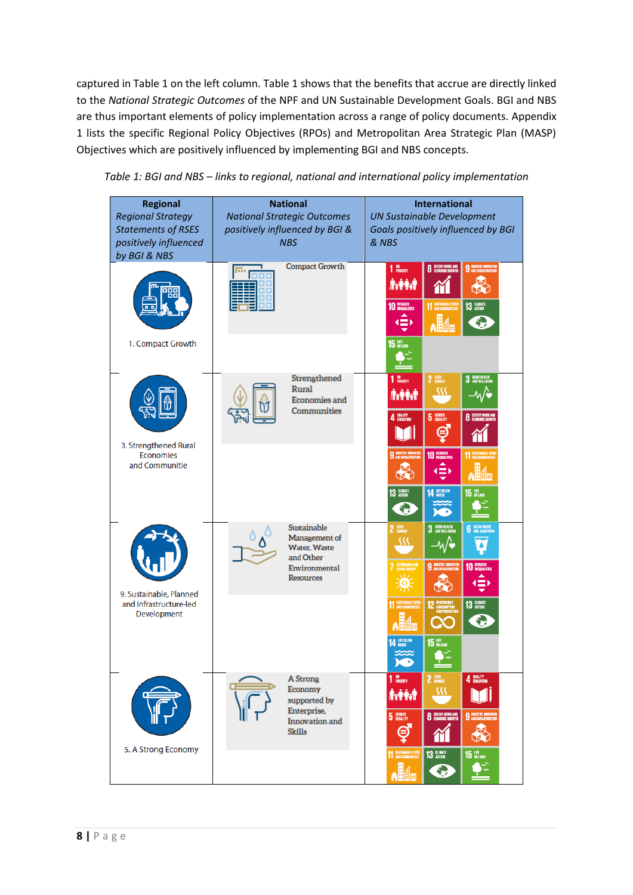captured in Table 1 on the left column. Table 1 shows that the benefits that accrue are directly linked to the *National Strategic Outcomes* of the NPF and UN Sustainable Development Goals. BGI and NBS are thus important elements of policy implementation across a range of policy documents. Appendix 1 lists the specific Regional Policy Objectives (RPOs) and Metropolitan Area Strategic Plan (MASP) Objectives which are positively influenced by implementing BGI and NBS concepts.

*Table 1: BGI and NBS – links to regional, national and international policy implementation*

| **Regional** *Regional Strategy Statements of RSES positively influenced by BGI & NBS* | **National** *National Strategic Outcomes positively influenced by BGI & NBS* | **International** *UN Sustainable Development Goals positively influenced by BGI & NBS* |
|---|---|---|
| 1. Compact Growth | Compact Growth | 1 No Poverty; 8 Decent Work and Economic Growth; 9 Industry, Innovation and Infrastructure; 10 Reduced Inequalities; 11 Sustainable Cities and Communities; 13 Climate Action; 15 Life on Land |
| 3. Strengthened Rural Economies and Communitie | Strengthened Rural Economies and Communities | 1 No Poverty; 2 Zero Hunger; 3 Good Health and Well-Being; 4 Quality Education; 5 Gender Equality; 8 Decent Work and Economic Growth; 9 Industry, Innovation and Infrastructure; 10 Reduced Inequalities; 11 Sustainable Cities and Communities; 13 Climate Action; 14 Life Below Water; 15 Life on Land |
| 9. Sustainable, Planned and Infrastructure-led Development | Sustainable Management of Water, Waste and Other Environmental Resources | 2 Zero Hunger; 3 Good Health and Well-Being; 6 Clean Water and Sanitation; 7 Affordable and Clean Energy; 9 Industry, Innovation and Infrastructure; 10 Reduced Inequalities; 11 Sustainable Cities and Communities; 12 Responsible Consumption and Production; 13 Climate Action; 14 Life Below Water; 15 Life on Land |
| 5. A Strong Economy | A Strong Economy supported by Enterprise, Innovation and Skills | 1 No Poverty; 2 Zero Hunger; 4 Quality Education; 5 Gender Equality; 8 Decent Work and Economic Growth; 9 Industry, Innovation and Infrastructure; 11 Sustainable Cities and Communities; 13 Climate Action; 15 Life on Land |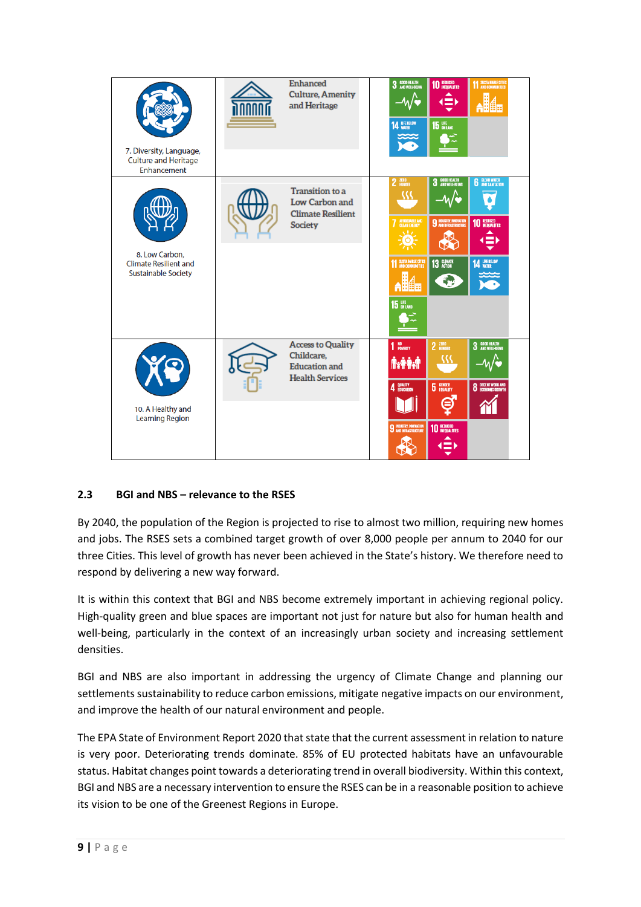| | | |
|---|---|---|
| 7. Diversity, Language, Culture and Heritage Enhancement | Enhanced Culture, Amenity and Heritage | 3 Good Health and Well-Being; 10 Reduced Inequalities; 11 Sustainable Cities and Communities; 14 Life Below Water; 15 Life on Land |
| 8. Low Carbon, Climate Resilient and Sustainable Society | Transition to a Low Carbon and Climate Resilient Society | 2 Zero Hunger; 3 Good Health and Well-Being; 6 Clean Water and Sanitation; 7 Affordable and Clean Energy; 9 Industry, Innovation and Infrastructure; 10 Reduced Inequalities; 11 Sustainable Cities and Communities; 13 Climate Action; 14 Life Below Water; 15 Life on Land |
| 10. A Healthy and Learning Region | Access to Quality Childcare, Education and Health Services | 1 No Poverty; 2 Zero Hunger; 3 Good Health and Well-Being; 4 Quality Education; 5 Gender Equality; 8 Decent Work and Economic Growth; 9 Industry, Innovation and Infrastructure; 10 Reduced Inequalities |

## 2.3 BGI and NBS – relevance to the RSES

By 2040, the population of the Region is projected to rise to almost two million, requiring new homes and jobs. The RSES sets a combined target growth of over 8,000 people per annum to 2040 for our three Cities. This level of growth has never been achieved in the State's history. We therefore need to respond by delivering a new way forward.

It is within this context that BGI and NBS become extremely important in achieving regional policy. High-quality green and blue spaces are important not just for nature but also for human health and well-being, particularly in the context of an increasingly urban society and increasing settlement densities.

BGI and NBS are also important in addressing the urgency of Climate Change and planning our settlements sustainability to reduce carbon emissions, mitigate negative impacts on our environment, and improve the health of our natural environment and people.

The EPA State of Environment Report 2020 that state that the current assessment in relation to nature is very poor. Deteriorating trends dominate. 85% of EU protected habitats have an unfavourable status. Habitat changes point towards a deteriorating trend in overall biodiversity. Within this context, BGI and NBS are a necessary intervention to ensure the RSES can be in a reasonable position to achieve its vision to be one of the Greenest Regions in Europe.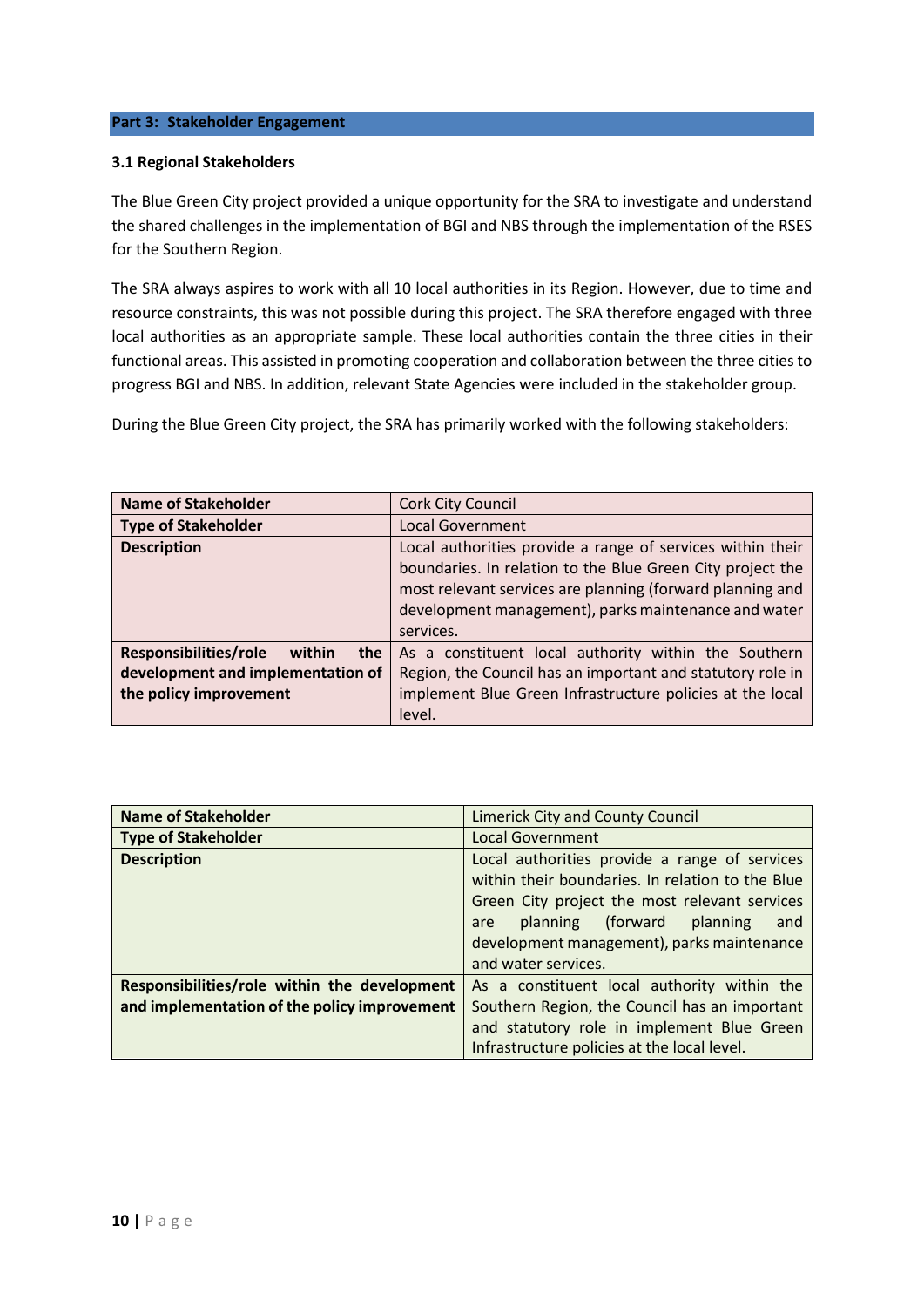## Part 3: Stakeholder Engagement

### 3.1 Regional Stakeholders

The Blue Green City project provided a unique opportunity for the SRA to investigate and understand the shared challenges in the implementation of BGI and NBS through the implementation of the RSES for the Southern Region.

The SRA always aspires to work with all 10 local authorities in its Region. However, due to time and resource constraints, this was not possible during this project. The SRA therefore engaged with three local authorities as an appropriate sample. These local authorities contain the three cities in their functional areas. This assisted in promoting cooperation and collaboration between the three cities to progress BGI and NBS. In addition, relevant State Agencies were included in the stakeholder group.

During the Blue Green City project, the SRA has primarily worked with the following stakeholders:

| **Name of Stakeholder** | Cork City Council |
|---|---|
| **Type of Stakeholder** | Local Government |
| **Description** | Local authorities provide a range of services within their boundaries. In relation to the Blue Green City project the most relevant services are planning (forward planning and development management), parks maintenance and water services. |
| **Responsibilities/role within the development and implementation of the policy improvement** | As a constituent local authority within the Southern Region, the Council has an important and statutory role in implement Blue Green Infrastructure policies at the local level. |

| **Name of Stakeholder** | Limerick City and County Council |
|---|---|
| **Type of Stakeholder** | Local Government |
| **Description** | Local authorities provide a range of services within their boundaries. In relation to the Blue Green City project the most relevant services are planning (forward planning and development management), parks maintenance and water services. |
| **Responsibilities/role within the development and implementation of the policy improvement** | As a constituent local authority within the Southern Region, the Council has an important and statutory role in implement Blue Green Infrastructure policies at the local level. |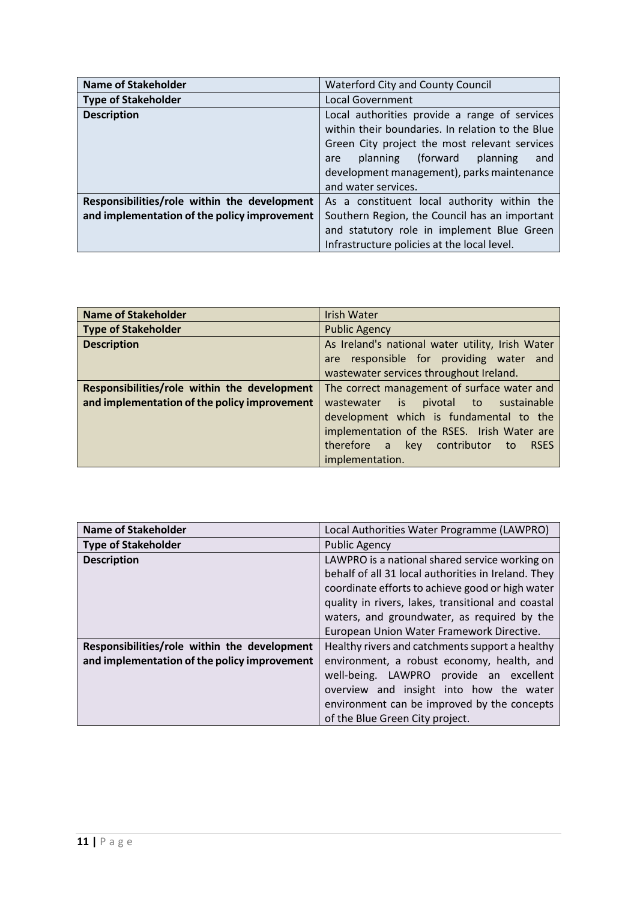| Name of Stakeholder | Waterford City and County Council |
|---|---|
| Type of Stakeholder | Local Government |
| Description | Local authorities provide a range of services within their boundaries. In relation to the Blue Green City project the most relevant services are planning (forward planning and development management), parks maintenance and water services. |
| Responsibilities/role within the development and implementation of the policy improvement | As a constituent local authority within the Southern Region, the Council has an important and statutory role in implement Blue Green Infrastructure policies at the local level. |

| Name of Stakeholder | Irish Water |
|---|---|
| Type of Stakeholder | Public Agency |
| Description | As Ireland's national water utility, Irish Water are responsible for providing water and wastewater services throughout Ireland. |
| Responsibilities/role within the development and implementation of the policy improvement | The correct management of surface water and wastewater is pivotal to sustainable development which is fundamental to the implementation of the RSES. Irish Water are therefore a key contributor to RSES implementation. |

| Name of Stakeholder | Local Authorities Water Programme (LAWPRO) |
|---|---|
| Type of Stakeholder | Public Agency |
| Description | LAWPRO is a national shared service working on behalf of all 31 local authorities in Ireland. They coordinate efforts to achieve good or high water quality in rivers, lakes, transitional and coastal waters, and groundwater, as required by the European Union Water Framework Directive. |
| Responsibilities/role within the development and implementation of the policy improvement | Healthy rivers and catchments support a healthy environment, a robust economy, health, and well-being. LAWPRO provide an excellent overview and insight into how the water environment can be improved by the concepts of the Blue Green City project. |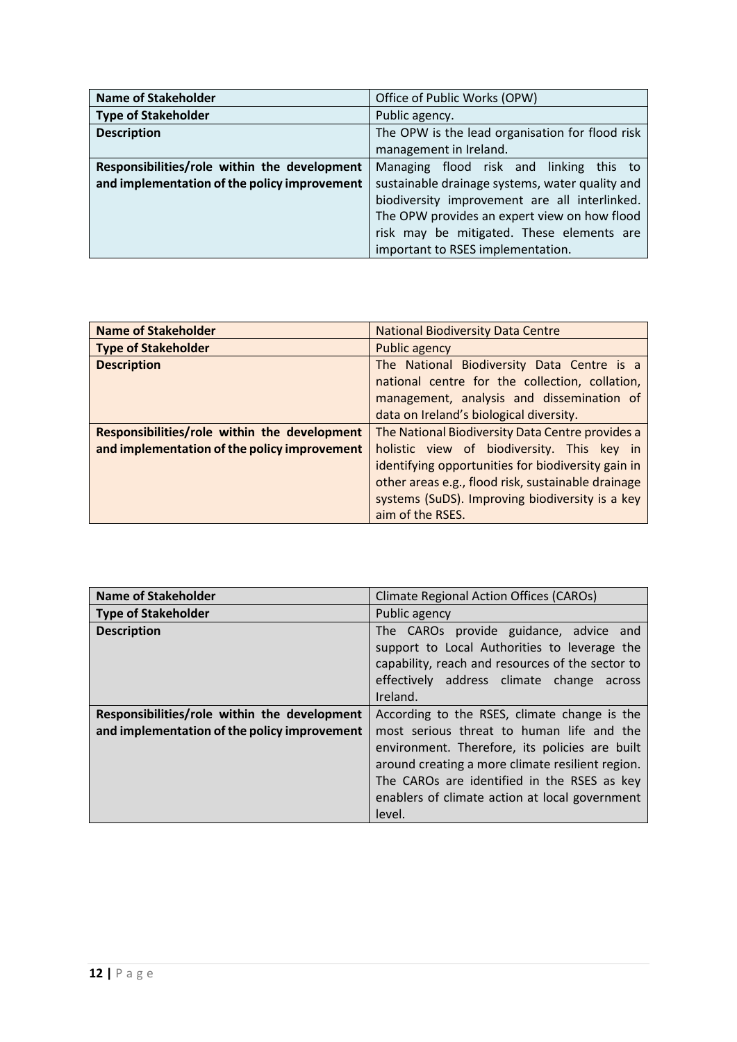| Name of Stakeholder | Office of Public Works (OPW) |
| --- | --- |
| **Type of Stakeholder** | Public agency. |
| **Description** | The OPW is the lead organisation for flood risk management in Ireland. |
| **Responsibilities/role within the development and implementation of the policy improvement** | Managing flood risk and linking this to sustainable drainage systems, water quality and biodiversity improvement are all interlinked. The OPW provides an expert view on how flood risk may be mitigated. These elements are important to RSES implementation. |

| Name of Stakeholder | National Biodiversity Data Centre |
| --- | --- |
| **Type of Stakeholder** | Public agency |
| **Description** | The National Biodiversity Data Centre is a national centre for the collection, collation, management, analysis and dissemination of data on Ireland's biological diversity. |
| **Responsibilities/role within the development and implementation of the policy improvement** | The National Biodiversity Data Centre provides a holistic view of biodiversity. This key in identifying opportunities for biodiversity gain in other areas e.g., flood risk, sustainable drainage systems (SuDS). Improving biodiversity is a key aim of the RSES. |

| Name of Stakeholder | Climate Regional Action Offices (CAROs) |
| --- | --- |
| **Type of Stakeholder** | Public agency |
| **Description** | The CAROs provide guidance, advice and support to Local Authorities to leverage the capability, reach and resources of the sector to effectively address climate change across Ireland. |
| **Responsibilities/role within the development and implementation of the policy improvement** | According to the RSES, climate change is the most serious threat to human life and the environment. Therefore, its policies are built around creating a more climate resilient region. The CAROs are identified in the RSES as key enablers of climate action at local government level. |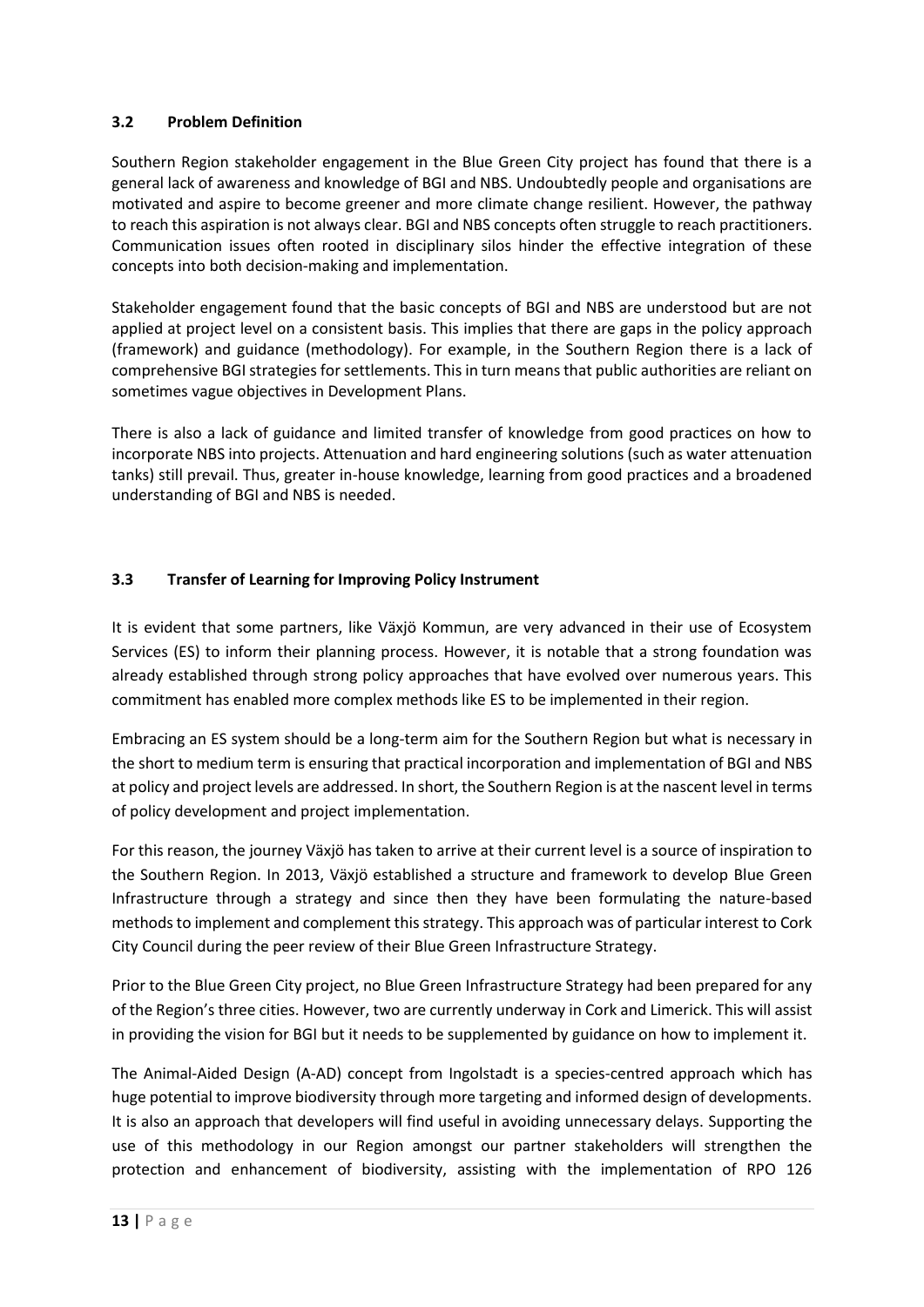### 3.2 Problem Definition

Southern Region stakeholder engagement in the Blue Green City project has found that there is a general lack of awareness and knowledge of BGI and NBS. Undoubtedly people and organisations are motivated and aspire to become greener and more climate change resilient. However, the pathway to reach this aspiration is not always clear. BGI and NBS concepts often struggle to reach practitioners. Communication issues often rooted in disciplinary silos hinder the effective integration of these concepts into both decision-making and implementation.

Stakeholder engagement found that the basic concepts of BGI and NBS are understood but are not applied at project level on a consistent basis. This implies that there are gaps in the policy approach (framework) and guidance (methodology). For example, in the Southern Region there is a lack of comprehensive BGI strategies for settlements. This in turn means that public authorities are reliant on sometimes vague objectives in Development Plans.

There is also a lack of guidance and limited transfer of knowledge from good practices on how to incorporate NBS into projects. Attenuation and hard engineering solutions (such as water attenuation tanks) still prevail. Thus, greater in-house knowledge, learning from good practices and a broadened understanding of BGI and NBS is needed.

### 3.3 Transfer of Learning for Improving Policy Instrument

It is evident that some partners, like Växjö Kommun, are very advanced in their use of Ecosystem Services (ES) to inform their planning process. However, it is notable that a strong foundation was already established through strong policy approaches that have evolved over numerous years. This commitment has enabled more complex methods like ES to be implemented in their region.

Embracing an ES system should be a long-term aim for the Southern Region but what is necessary in the short to medium term is ensuring that practical incorporation and implementation of BGI and NBS at policy and project levels are addressed. In short, the Southern Region is at the nascent level in terms of policy development and project implementation.

For this reason, the journey Växjö has taken to arrive at their current level is a source of inspiration to the Southern Region. In 2013, Växjö established a structure and framework to develop Blue Green Infrastructure through a strategy and since then they have been formulating the nature-based methods to implement and complement this strategy. This approach was of particular interest to Cork City Council during the peer review of their Blue Green Infrastructure Strategy.

Prior to the Blue Green City project, no Blue Green Infrastructure Strategy had been prepared for any of the Region's three cities. However, two are currently underway in Cork and Limerick. This will assist in providing the vision for BGI but it needs to be supplemented by guidance on how to implement it.

The Animal-Aided Design (A-AD) concept from Ingolstadt is a species-centred approach which has huge potential to improve biodiversity through more targeting and informed design of developments. It is also an approach that developers will find useful in avoiding unnecessary delays. Supporting the use of this methodology in our Region amongst our partner stakeholders will strengthen the protection and enhancement of biodiversity, assisting with the implementation of RPO 126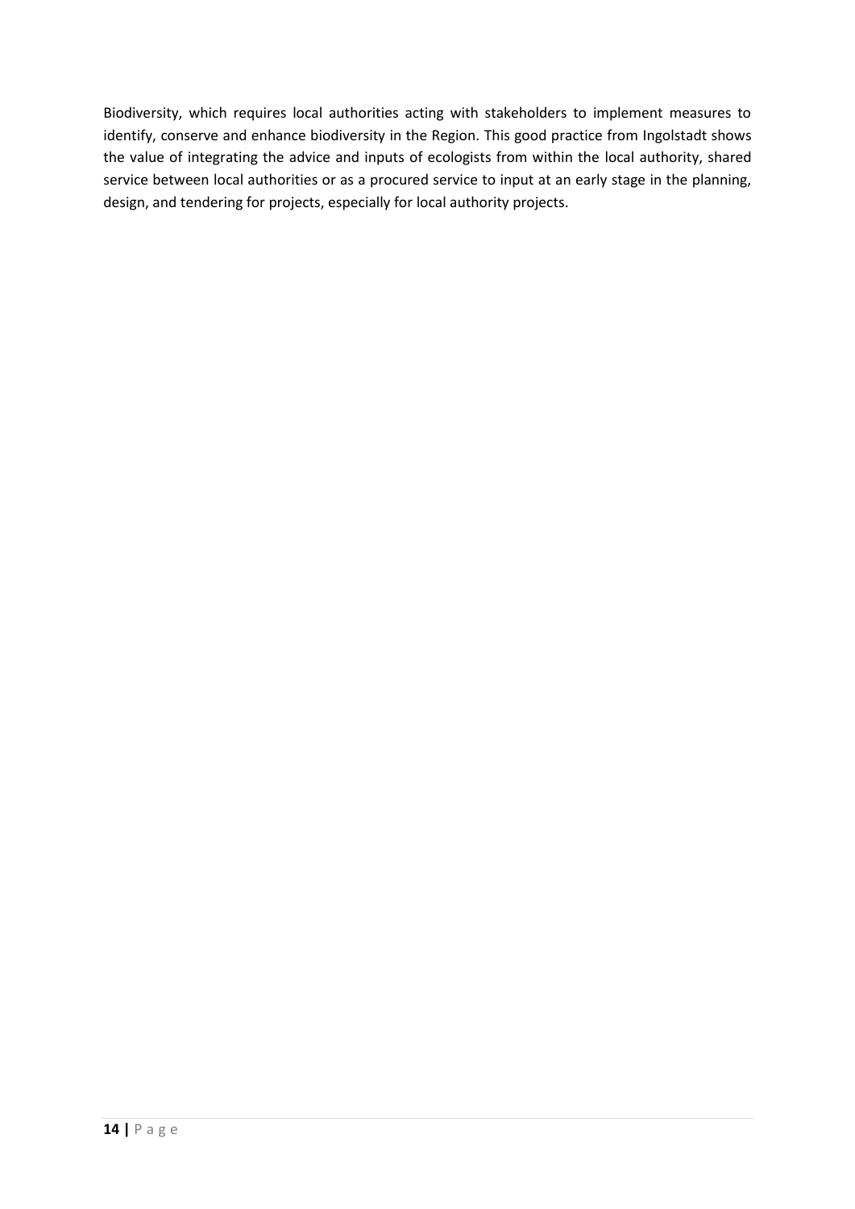Biodiversity, which requires local authorities acting with stakeholders to implement measures to identify, conserve and enhance biodiversity in the Region. This good practice from Ingolstadt shows the value of integrating the advice and inputs of ecologists from within the local authority, shared service between local authorities or as a procured service to input at an early stage in the planning, design, and tendering for projects, especially for local authority projects.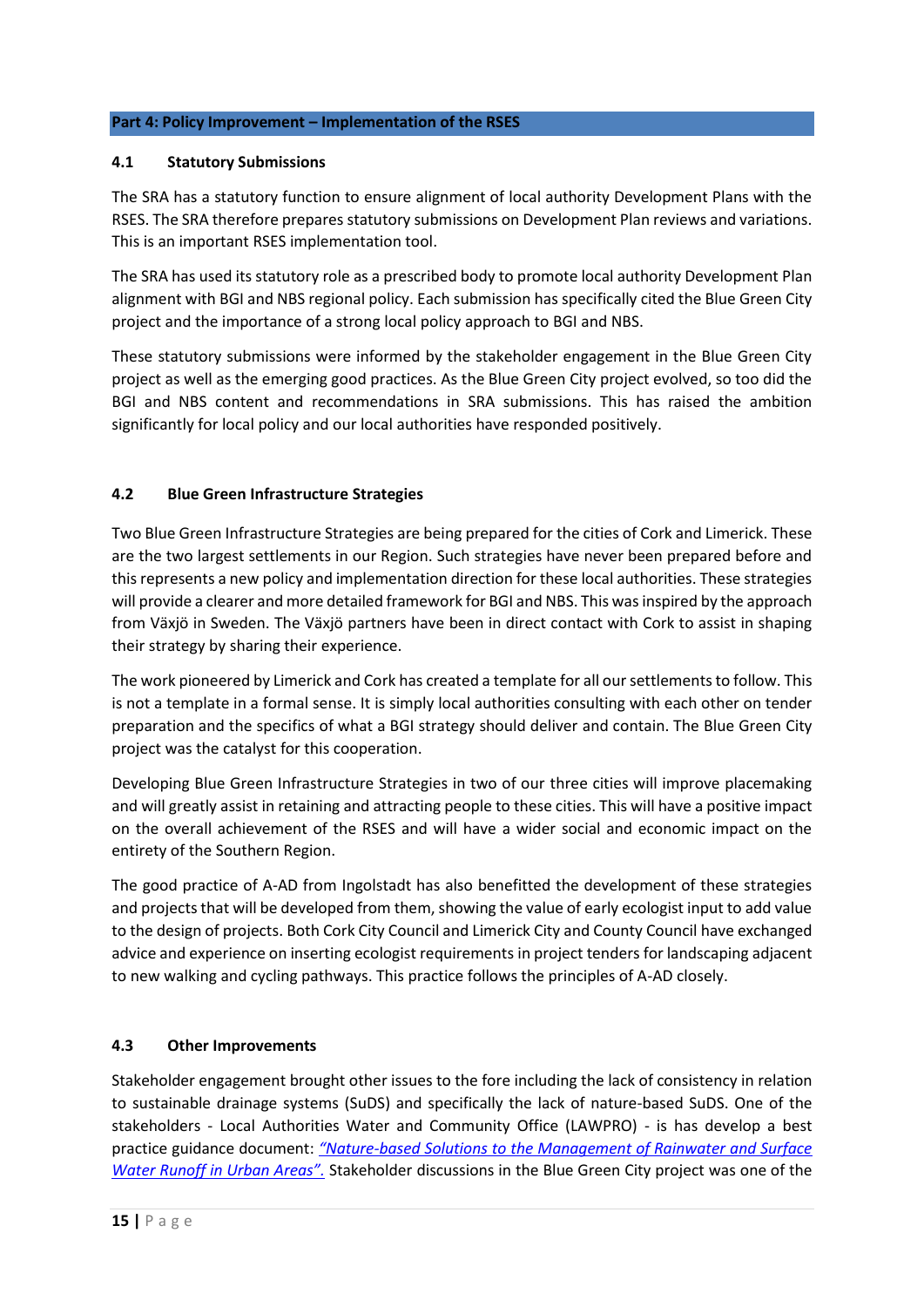## Part 4: Policy Improvement – Implementation of the RSES

### 4.1 Statutory Submissions

The SRA has a statutory function to ensure alignment of local authority Development Plans with the RSES. The SRA therefore prepares statutory submissions on Development Plan reviews and variations. This is an important RSES implementation tool.

The SRA has used its statutory role as a prescribed body to promote local authority Development Plan alignment with BGI and NBS regional policy. Each submission has specifically cited the Blue Green City project and the importance of a strong local policy approach to BGI and NBS.

These statutory submissions were informed by the stakeholder engagement in the Blue Green City project as well as the emerging good practices. As the Blue Green City project evolved, so too did the BGI and NBS content and recommendations in SRA submissions. This has raised the ambition significantly for local policy and our local authorities have responded positively.

### 4.2 Blue Green Infrastructure Strategies

Two Blue Green Infrastructure Strategies are being prepared for the cities of Cork and Limerick. These are the two largest settlements in our Region. Such strategies have never been prepared before and this represents a new policy and implementation direction for these local authorities. These strategies will provide a clearer and more detailed framework for BGI and NBS. This was inspired by the approach from Växjö in Sweden. The Växjö partners have been in direct contact with Cork to assist in shaping their strategy by sharing their experience.

The work pioneered by Limerick and Cork has created a template for all our settlements to follow. This is not a template in a formal sense. It is simply local authorities consulting with each other on tender preparation and the specifics of what a BGI strategy should deliver and contain. The Blue Green City project was the catalyst for this cooperation.

Developing Blue Green Infrastructure Strategies in two of our three cities will improve placemaking and will greatly assist in retaining and attracting people to these cities. This will have a positive impact on the overall achievement of the RSES and will have a wider social and economic impact on the entirety of the Southern Region.

The good practice of A-AD from Ingolstadt has also benefitted the development of these strategies and projects that will be developed from them, showing the value of early ecologist input to add value to the design of projects. Both Cork City Council and Limerick City and County Council have exchanged advice and experience on inserting ecologist requirements in project tenders for landscaping adjacent to new walking and cycling pathways. This practice follows the principles of A-AD closely.

### 4.3 Other Improvements

Stakeholder engagement brought other issues to the fore including the lack of consistency in relation to sustainable drainage systems (SuDS) and specifically the lack of nature-based SuDS. One of the stakeholders - Local Authorities Water and Community Office (LAWPRO) - is has develop a best practice guidance document: *"Nature-based Solutions to the Management of Rainwater and Surface Water Runoff in Urban Areas".* Stakeholder discussions in the Blue Green City project was one of the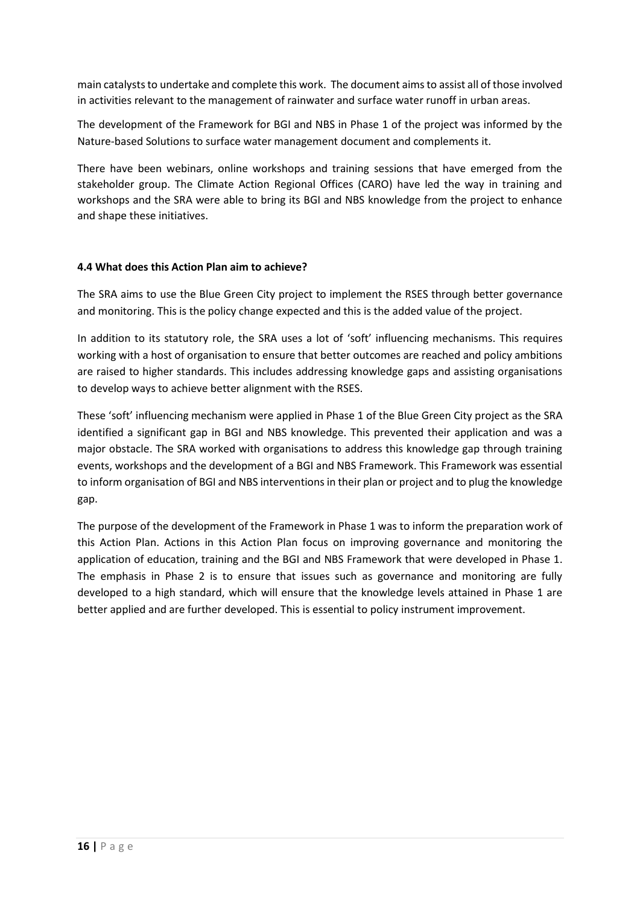main catalysts to undertake and complete this work. The document aims to assist all of those involved in activities relevant to the management of rainwater and surface water runoff in urban areas.

The development of the Framework for BGI and NBS in Phase 1 of the project was informed by the Nature-based Solutions to surface water management document and complements it.

There have been webinars, online workshops and training sessions that have emerged from the stakeholder group. The Climate Action Regional Offices (CARO) have led the way in training and workshops and the SRA were able to bring its BGI and NBS knowledge from the project to enhance and shape these initiatives.

#### 4.4 What does this Action Plan aim to achieve?

The SRA aims to use the Blue Green City project to implement the RSES through better governance and monitoring. This is the policy change expected and this is the added value of the project.

In addition to its statutory role, the SRA uses a lot of 'soft' influencing mechanisms. This requires working with a host of organisation to ensure that better outcomes are reached and policy ambitions are raised to higher standards. This includes addressing knowledge gaps and assisting organisations to develop ways to achieve better alignment with the RSES.

These 'soft' influencing mechanism were applied in Phase 1 of the Blue Green City project as the SRA identified a significant gap in BGI and NBS knowledge. This prevented their application and was a major obstacle. The SRA worked with organisations to address this knowledge gap through training events, workshops and the development of a BGI and NBS Framework. This Framework was essential to inform organisation of BGI and NBS interventions in their plan or project and to plug the knowledge gap.

The purpose of the development of the Framework in Phase 1 was to inform the preparation work of this Action Plan. Actions in this Action Plan focus on improving governance and monitoring the application of education, training and the BGI and NBS Framework that were developed in Phase 1. The emphasis in Phase 2 is to ensure that issues such as governance and monitoring are fully developed to a high standard, which will ensure that the knowledge levels attained in Phase 1 are better applied and are further developed. This is essential to policy instrument improvement.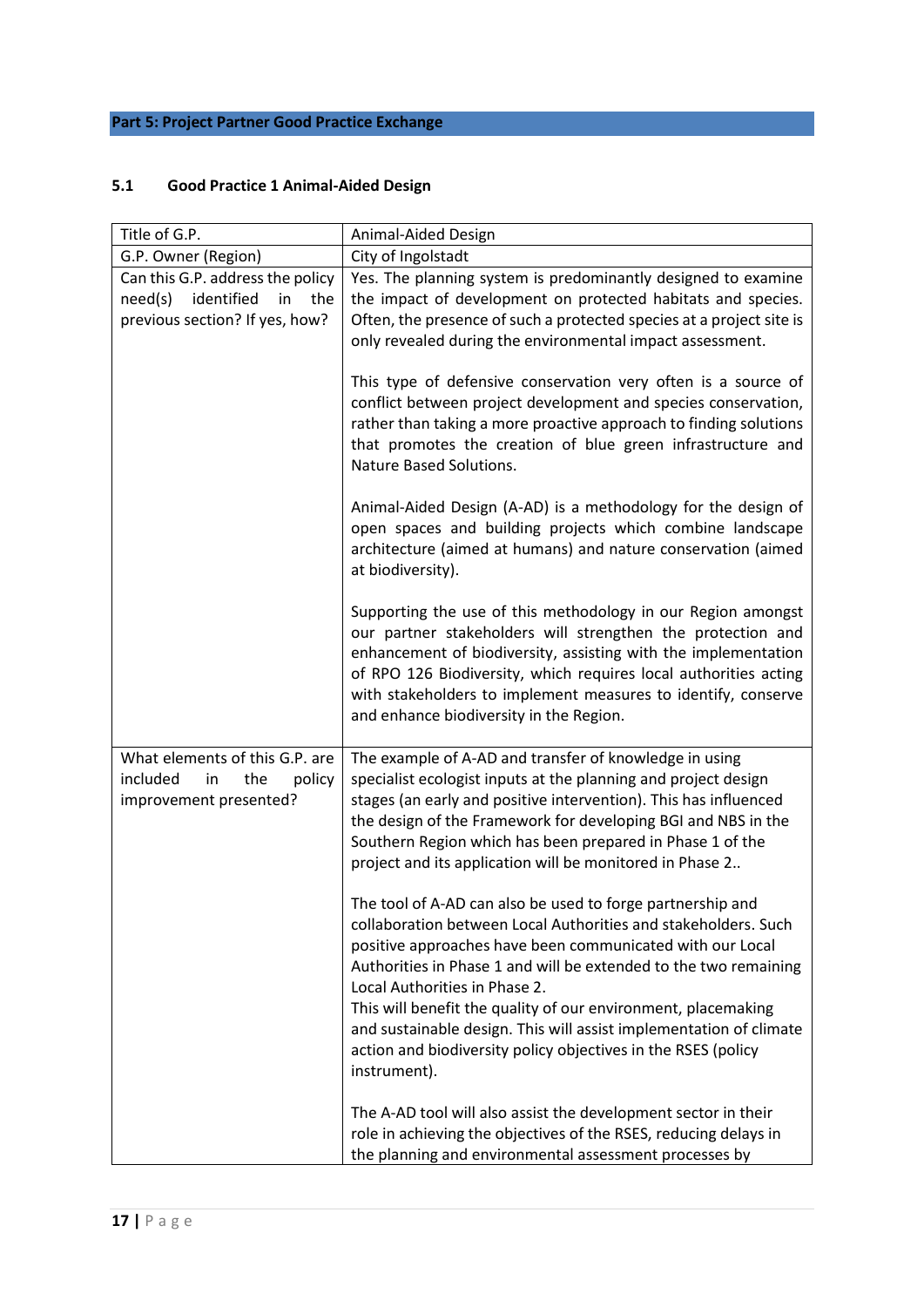## Part 5: Project Partner Good Practice Exchange

### 5.1 Good Practice 1 Animal-Aided Design

| Title of G.P. | Animal-Aided Design |
|---|---|
| G.P. Owner (Region) | City of Ingolstadt |
| Can this G.P. address the policy need(s) identified in the previous section? If yes, how? | Yes. The planning system is predominantly designed to examine the impact of development on protected habitats and species. Often, the presence of such a protected species at a project site is only revealed during the environmental impact assessment.<br><br>This type of defensive conservation very often is a source of conflict between project development and species conservation, rather than taking a more proactive approach to finding solutions that promotes the creation of blue green infrastructure and Nature Based Solutions.<br><br>Animal-Aided Design (A-AD) is a methodology for the design of open spaces and building projects which combine landscape architecture (aimed at humans) and nature conservation (aimed at biodiversity).<br><br>Supporting the use of this methodology in our Region amongst our partner stakeholders will strengthen the protection and enhancement of biodiversity, assisting with the implementation of RPO 126 Biodiversity, which requires local authorities acting with stakeholders to implement measures to identify, conserve and enhance biodiversity in the Region. |
| What elements of this G.P. are included in the policy improvement presented? | The example of A-AD and transfer of knowledge in using specialist ecologist inputs at the planning and project design stages (an early and positive intervention). This has influenced the design of the Framework for developing BGI and NBS in the Southern Region which has been prepared in Phase 1 of the project and its application will be monitored in Phase 2..<br><br>The tool of A-AD can also be used to forge partnership and collaboration between Local Authorities and stakeholders. Such positive approaches have been communicated with our Local Authorities in Phase 1 and will be extended to the two remaining Local Authorities in Phase 2.<br>This will benefit the quality of our environment, placemaking and sustainable design. This will assist implementation of climate action and biodiversity policy objectives in the RSES (policy instrument).<br><br>The A-AD tool will also assist the development sector in their role in achieving the objectives of the RSES, reducing delays in the planning and environmental assessment processes by |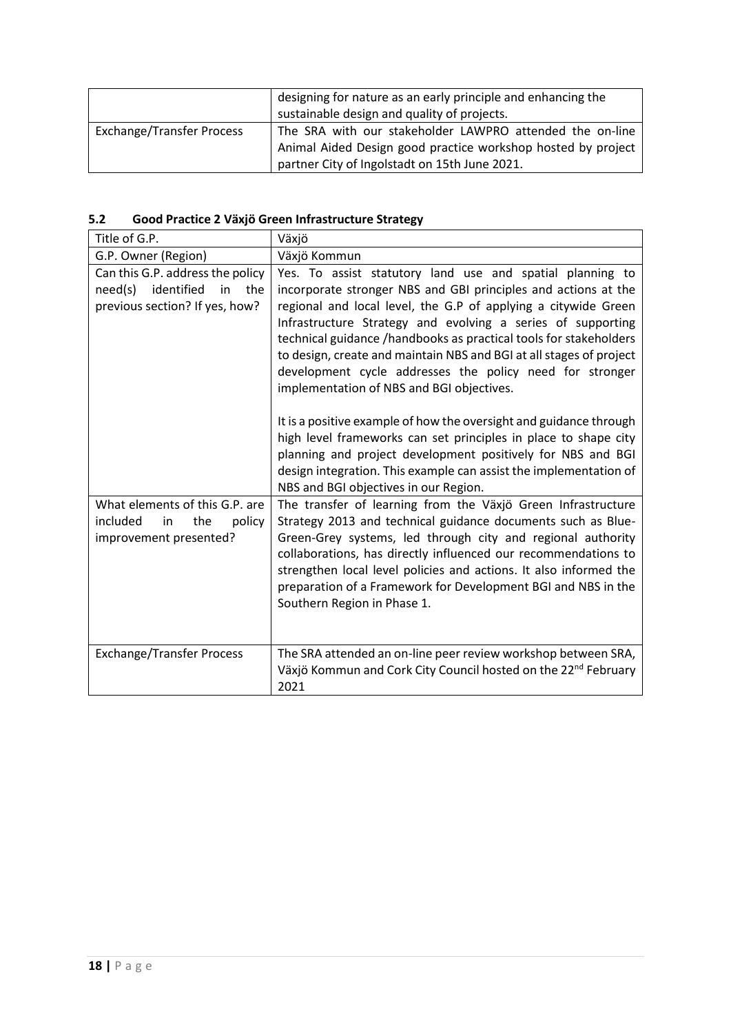| | |
|---|---|
| | designing for nature as an early principle and enhancing the sustainable design and quality of projects. |
| Exchange/Transfer Process | The SRA with our stakeholder LAWPRO attended the on-line Animal Aided Design good practice workshop hosted by project partner City of Ingolstadt on 15th June 2021. |

### 5.2 Good Practice 2 Växjö Green Infrastructure Strategy

| Title of G.P. | Växjö |
|---|---|
| G.P. Owner (Region) | Växjö Kommun |
| Can this G.P. address the policy need(s) identified in the previous section? If yes, how? | Yes. To assist statutory land use and spatial planning to incorporate stronger NBS and GBI principles and actions at the regional and local level, the G.P of applying a citywide Green Infrastructure Strategy and evolving a series of supporting technical guidance /handbooks as practical tools for stakeholders to design, create and maintain NBS and BGI at all stages of project development cycle addresses the policy need for stronger implementation of NBS and BGI objectives.<br><br>It is a positive example of how the oversight and guidance through high level frameworks can set principles in place to shape city planning and project development positively for NBS and BGI design integration. This example can assist the implementation of NBS and BGI objectives in our Region. |
| What elements of this G.P. are included in the policy improvement presented? | The transfer of learning from the Växjö Green Infrastructure Strategy 2013 and technical guidance documents such as Blue-Green-Grey systems, led through city and regional authority collaborations, has directly influenced our recommendations to strengthen local level policies and actions. It also informed the preparation of a Framework for Development BGI and NBS in the Southern Region in Phase 1. |
| Exchange/Transfer Process | The SRA attended an on-line peer review workshop between SRA, Växjö Kommun and Cork City Council hosted on the 22nd February 2021 |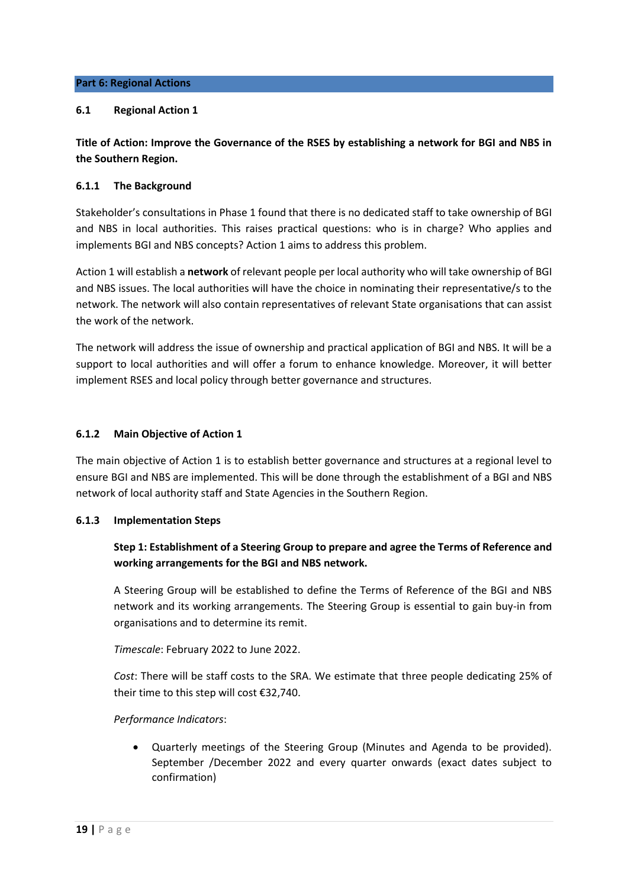## Part 6: Regional Actions

### 6.1 Regional Action 1

**Title of Action: Improve the Governance of the RSES by establishing a network for BGI and NBS in the Southern Region.**

#### 6.1.1 The Background

Stakeholder's consultations in Phase 1 found that there is no dedicated staff to take ownership of BGI and NBS in local authorities. This raises practical questions: who is in charge? Who applies and implements BGI and NBS concepts? Action 1 aims to address this problem.

Action 1 will establish a **network** of relevant people per local authority who will take ownership of BGI and NBS issues. The local authorities will have the choice in nominating their representative/s to the network. The network will also contain representatives of relevant State organisations that can assist the work of the network.

The network will address the issue of ownership and practical application of BGI and NBS. It will be a support to local authorities and will offer a forum to enhance knowledge. Moreover, it will better implement RSES and local policy through better governance and structures.

#### 6.1.2 Main Objective of Action 1

The main objective of Action 1 is to establish better governance and structures at a regional level to ensure BGI and NBS are implemented. This will be done through the establishment of a BGI and NBS network of local authority staff and State Agencies in the Southern Region.

#### 6.1.3 Implementation Steps

**Step 1: Establishment of a Steering Group to prepare and agree the Terms of Reference and working arrangements for the BGI and NBS network.**

A Steering Group will be established to define the Terms of Reference of the BGI and NBS network and its working arrangements. The Steering Group is essential to gain buy-in from organisations and to determine its remit.

*Timescale*: February 2022 to June 2022.

*Cost*: There will be staff costs to the SRA. We estimate that three people dedicating 25% of their time to this step will cost €32,740.

*Performance Indicators*:

- Quarterly meetings of the Steering Group (Minutes and Agenda to be provided). September /December 2022 and every quarter onwards (exact dates subject to confirmation)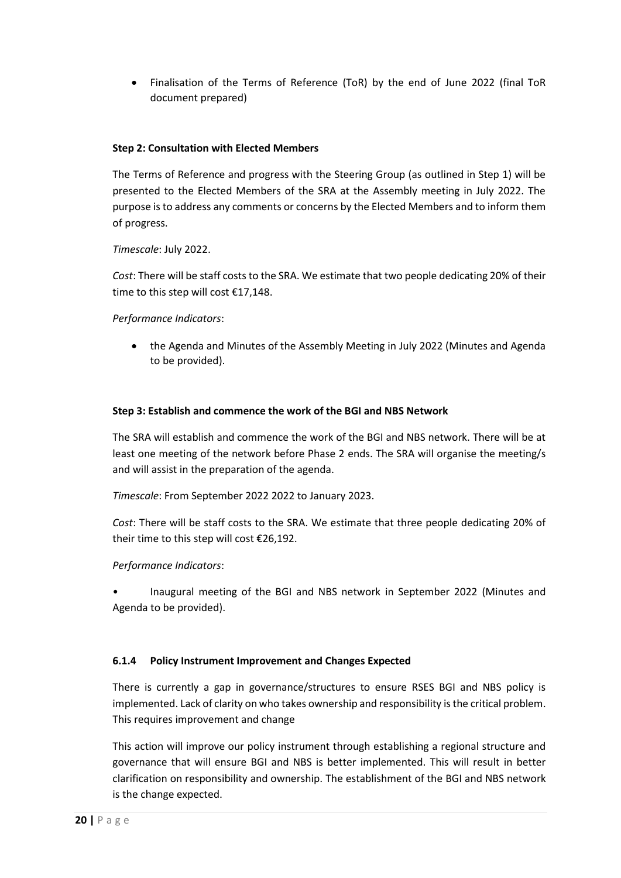- Finalisation of the Terms of Reference (ToR) by the end of June 2022 (final ToR document prepared)

**Step 2: Consultation with Elected Members**

The Terms of Reference and progress with the Steering Group (as outlined in Step 1) will be presented to the Elected Members of the SRA at the Assembly meeting in July 2022. The purpose is to address any comments or concerns by the Elected Members and to inform them of progress.

*Timescale*: July 2022.

*Cost*: There will be staff costs to the SRA. We estimate that two people dedicating 20% of their time to this step will cost €17,148.

*Performance Indicators*:

- the Agenda and Minutes of the Assembly Meeting in July 2022 (Minutes and Agenda to be provided).

**Step 3: Establish and commence the work of the BGI and NBS Network**

The SRA will establish and commence the work of the BGI and NBS network. There will be at least one meeting of the network before Phase 2 ends. The SRA will organise the meeting/s and will assist in the preparation of the agenda.

*Timescale*: From September 2022 2022 to January 2023.

*Cost*: There will be staff costs to the SRA. We estimate that three people dedicating 20% of their time to this step will cost €26,192.

*Performance Indicators*:

- Inaugural meeting of the BGI and NBS network in September 2022 (Minutes and Agenda to be provided).

#### 6.1.4 Policy Instrument Improvement and Changes Expected

There is currently a gap in governance/structures to ensure RSES BGI and NBS policy is implemented. Lack of clarity on who takes ownership and responsibility is the critical problem. This requires improvement and change

This action will improve our policy instrument through establishing a regional structure and governance that will ensure BGI and NBS is better implemented. This will result in better clarification on responsibility and ownership. The establishment of the BGI and NBS network is the change expected.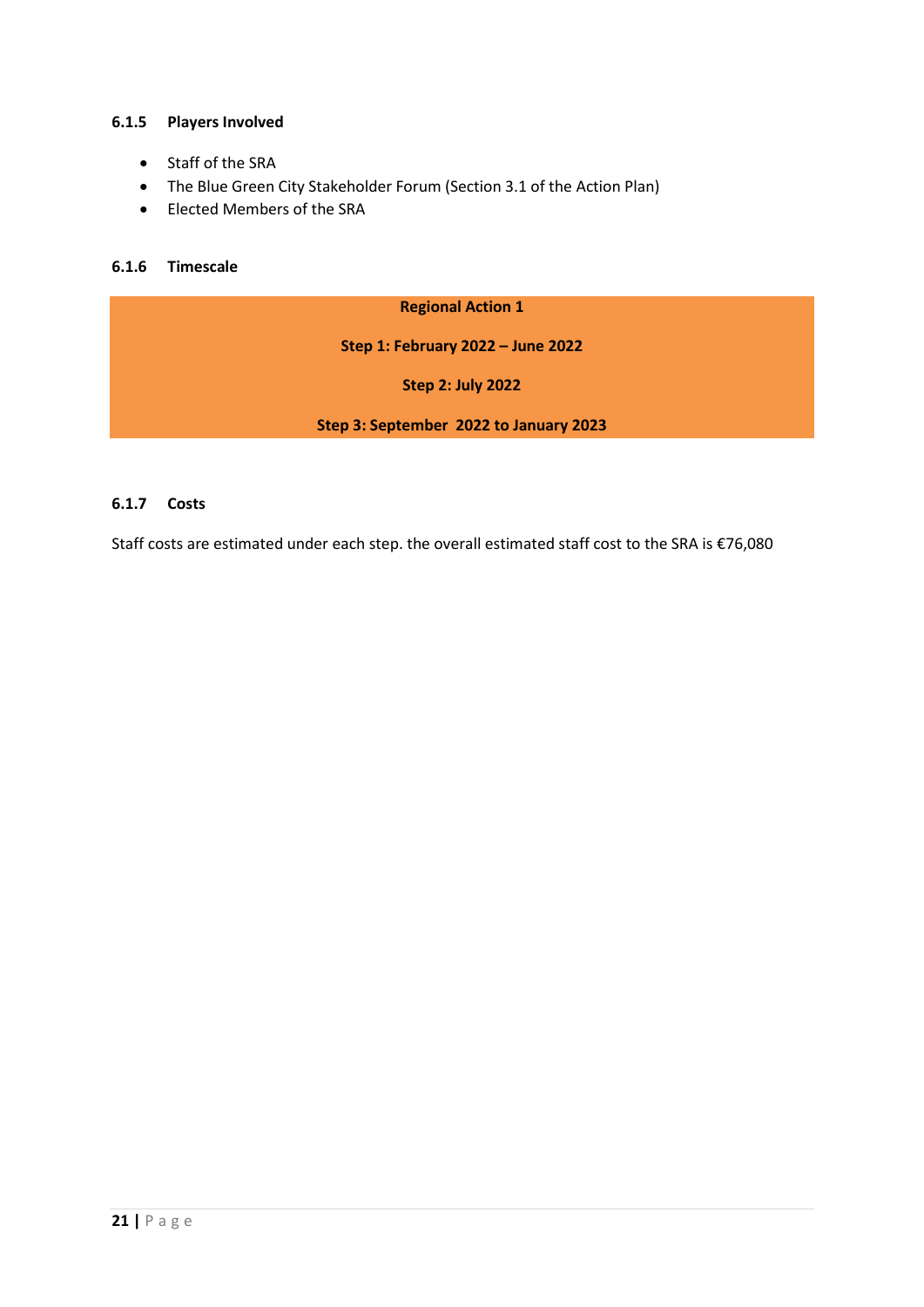#### 6.1.5 Players Involved

- Staff of the SRA
- The Blue Green City Stakeholder Forum (Section 3.1 of the Action Plan)
- Elected Members of the SRA

#### 6.1.6 Timescale

| **Regional Action 1** |
|---|
| **Step 1: February 2022 – June 2022** |
| **Step 2: July 2022** |
| **Step 3: September 2022 to January 2023** |

#### 6.1.7 Costs

Staff costs are estimated under each step. the overall estimated staff cost to the SRA is €76,080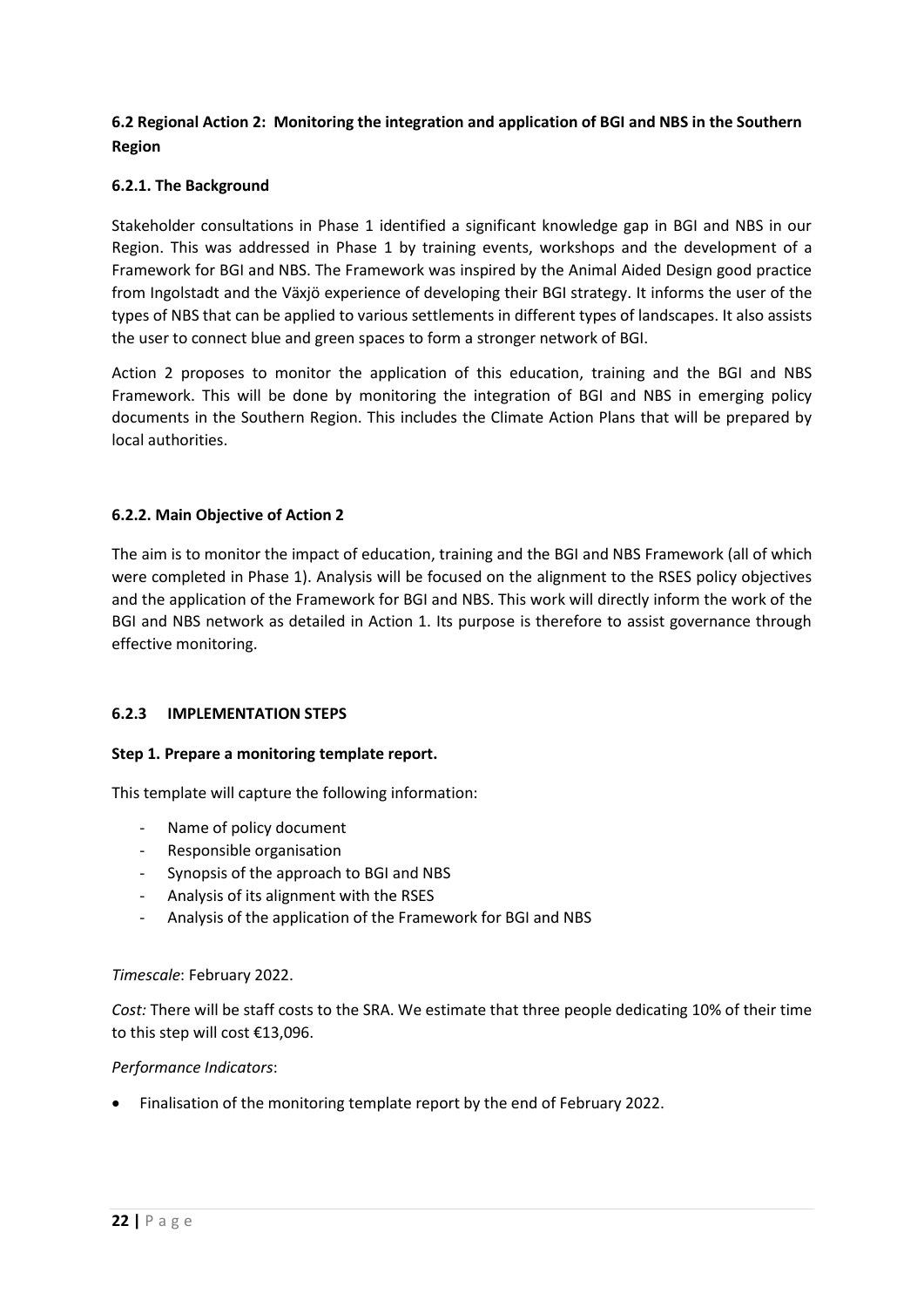### 6.2 Regional Action 2: Monitoring the integration and application of BGI and NBS in the Southern Region

#### 6.2.1. The Background

Stakeholder consultations in Phase 1 identified a significant knowledge gap in BGI and NBS in our Region. This was addressed in Phase 1 by training events, workshops and the development of a Framework for BGI and NBS. The Framework was inspired by the Animal Aided Design good practice from Ingolstadt and the Växjö experience of developing their BGI strategy. It informs the user of the types of NBS that can be applied to various settlements in different types of landscapes. It also assists the user to connect blue and green spaces to form a stronger network of BGI.

Action 2 proposes to monitor the application of this education, training and the BGI and NBS Framework. This will be done by monitoring the integration of BGI and NBS in emerging policy documents in the Southern Region. This includes the Climate Action Plans that will be prepared by local authorities.

#### 6.2.2. Main Objective of Action 2

The aim is to monitor the impact of education, training and the BGI and NBS Framework (all of which were completed in Phase 1). Analysis will be focused on the alignment to the RSES policy objectives and the application of the Framework for BGI and NBS. This work will directly inform the work of the BGI and NBS network as detailed in Action 1. Its purpose is therefore to assist governance through effective monitoring.

#### 6.2.3 IMPLEMENTATION STEPS

**Step 1. Prepare a monitoring template report.**

This template will capture the following information:

- Name of policy document
- Responsible organisation
- Synopsis of the approach to BGI and NBS
- Analysis of its alignment with the RSES
- Analysis of the application of the Framework for BGI and NBS

*Timescale*: February 2022.

*Cost:* There will be staff costs to the SRA. We estimate that three people dedicating 10% of their time to this step will cost €13,096.

*Performance Indicators*:

- Finalisation of the monitoring template report by the end of February 2022.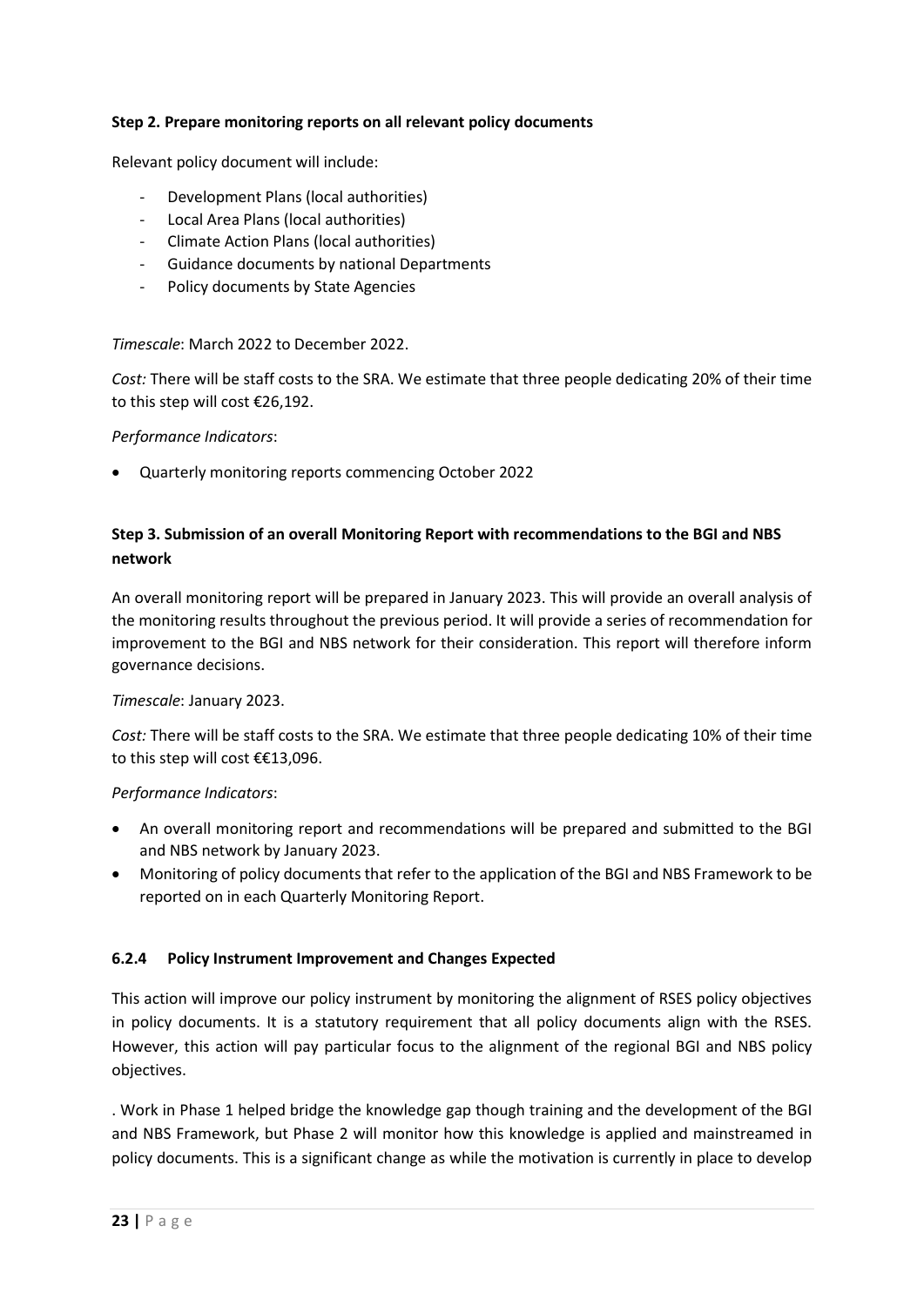**Step 2. Prepare monitoring reports on all relevant policy documents**

Relevant policy document will include:

- Development Plans (local authorities)
- Local Area Plans (local authorities)
- Climate Action Plans (local authorities)
- Guidance documents by national Departments
- Policy documents by State Agencies

*Timescale*: March 2022 to December 2022.

*Cost:* There will be staff costs to the SRA. We estimate that three people dedicating 20% of their time to this step will cost €26,192.

*Performance Indicators*:

- Quarterly monitoring reports commencing October 2022

**Step 3. Submission of an overall Monitoring Report with recommendations to the BGI and NBS network**

An overall monitoring report will be prepared in January 2023. This will provide an overall analysis of the monitoring results throughout the previous period. It will provide a series of recommendation for improvement to the BGI and NBS network for their consideration. This report will therefore inform governance decisions.

*Timescale*: January 2023.

*Cost:* There will be staff costs to the SRA. We estimate that three people dedicating 10% of their time to this step will cost €€13,096.

*Performance Indicators*:

- An overall monitoring report and recommendations will be prepared and submitted to the BGI and NBS network by January 2023.
- Monitoring of policy documents that refer to the application of the BGI and NBS Framework to be reported on in each Quarterly Monitoring Report.

#### 6.2.4 Policy Instrument Improvement and Changes Expected

This action will improve our policy instrument by monitoring the alignment of RSES policy objectives in policy documents. It is a statutory requirement that all policy documents align with the RSES. However, this action will pay particular focus to the alignment of the regional BGI and NBS policy objectives.

. Work in Phase 1 helped bridge the knowledge gap though training and the development of the BGI and NBS Framework, but Phase 2 will monitor how this knowledge is applied and mainstreamed in policy documents. This is a significant change as while the motivation is currently in place to develop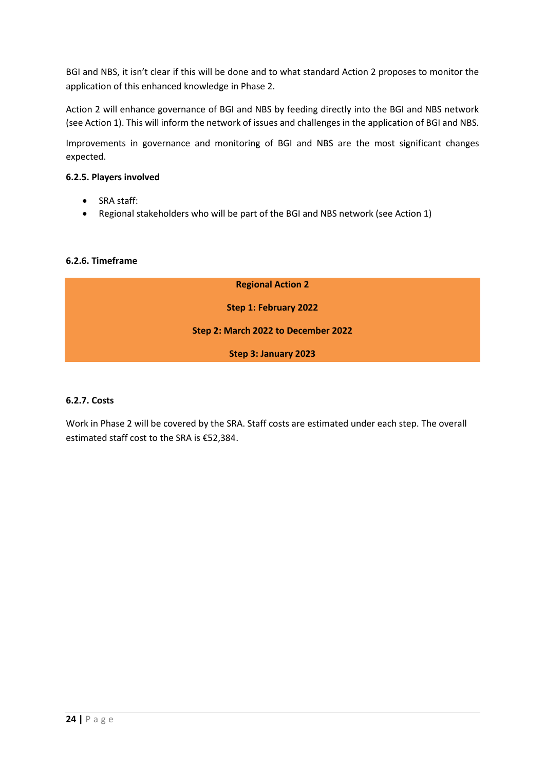BGI and NBS, it isn't clear if this will be done and to what standard Action 2 proposes to monitor the application of this enhanced knowledge in Phase 2.

Action 2 will enhance governance of BGI and NBS by feeding directly into the BGI and NBS network (see Action 1). This will inform the network of issues and challenges in the application of BGI and NBS.

Improvements in governance and monitoring of BGI and NBS are the most significant changes expected.

#### 6.2.5. Players involved

- SRA staff:
- Regional stakeholders who will be part of the BGI and NBS network (see Action 1)

#### 6.2.6. Timeframe

| Regional Action 2 |
| --- |
| **Step 1: February 2022** |
| **Step 2: March 2022 to December 2022** |
| **Step 3: January 2023** |

#### 6.2.7. Costs

Work in Phase 2 will be covered by the SRA. Staff costs are estimated under each step. The overall estimated staff cost to the SRA is €52,384.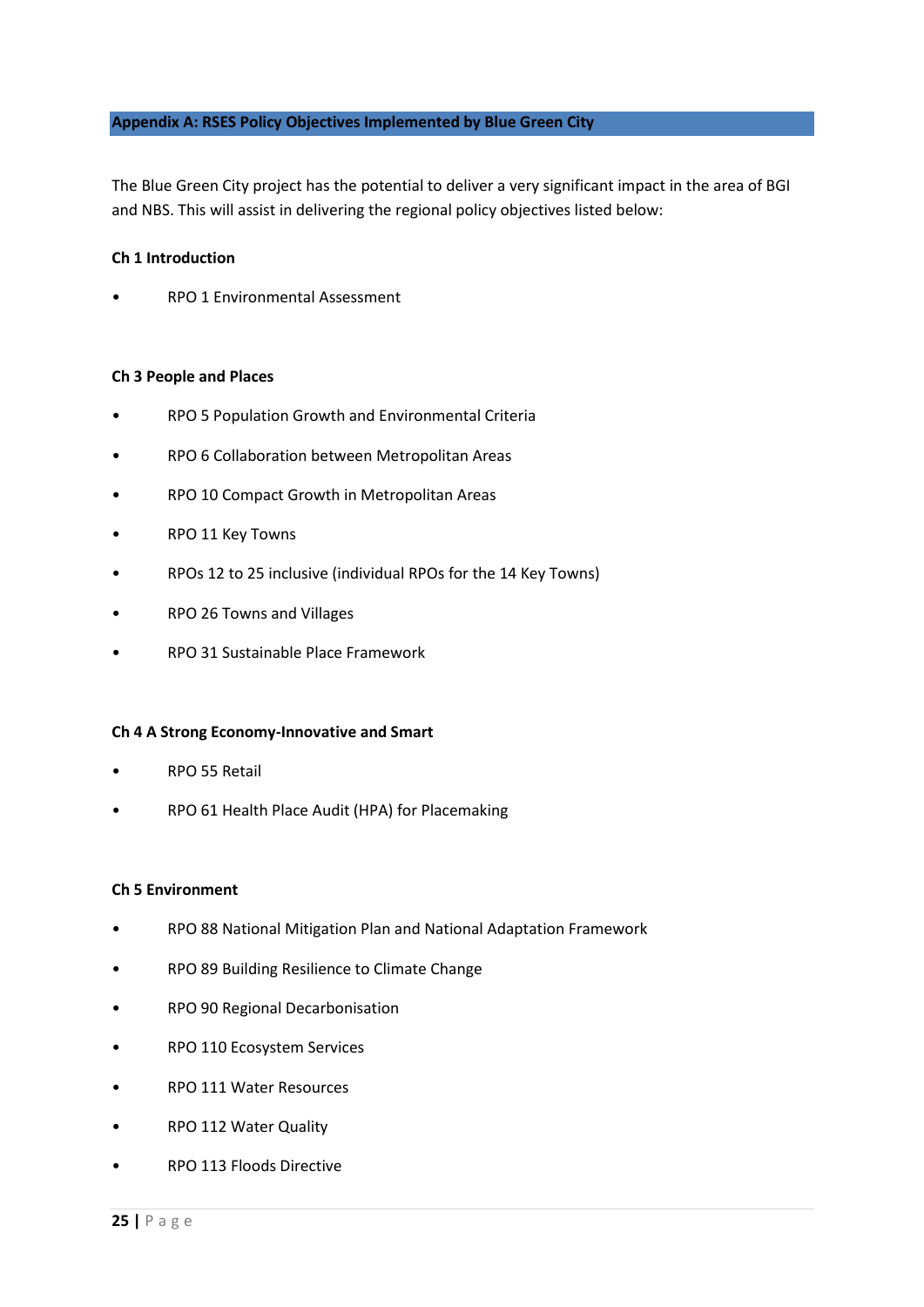## Appendix A: RSES Policy Objectives Implemented by Blue Green City

The Blue Green City project has the potential to deliver a very significant impact in the area of BGI and NBS. This will assist in delivering the regional policy objectives listed below:

**Ch 1 Introduction**

- RPO 1 Environmental Assessment

**Ch 3 People and Places**

- RPO 5 Population Growth and Environmental Criteria
- RPO 6 Collaboration between Metropolitan Areas
- RPO 10 Compact Growth in Metropolitan Areas
- RPO 11 Key Towns
- RPOs 12 to 25 inclusive (individual RPOs for the 14 Key Towns)
- RPO 26 Towns and Villages
- RPO 31 Sustainable Place Framework

**Ch 4 A Strong Economy-Innovative and Smart**

- RPO 55 Retail
- RPO 61 Health Place Audit (HPA) for Placemaking

**Ch 5 Environment**

- RPO 88 National Mitigation Plan and National Adaptation Framework
- RPO 89 Building Resilience to Climate Change
- RPO 90 Regional Decarbonisation
- RPO 110 Ecosystem Services
- RPO 111 Water Resources
- RPO 112 Water Quality
- RPO 113 Floods Directive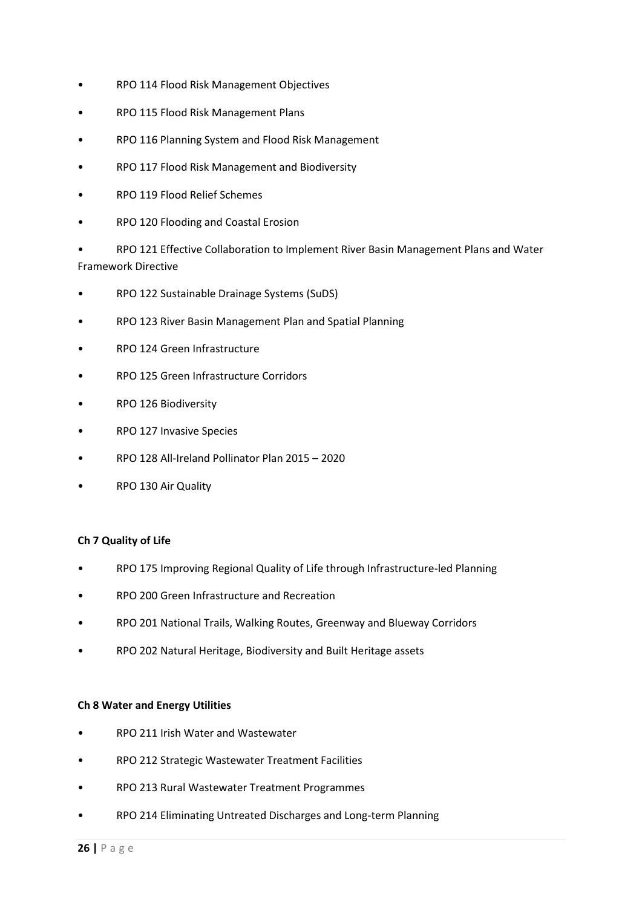- RPO 114 Flood Risk Management Objectives
- RPO 115 Flood Risk Management Plans
- RPO 116 Planning System and Flood Risk Management
- RPO 117 Flood Risk Management and Biodiversity
- RPO 119 Flood Relief Schemes
- RPO 120 Flooding and Coastal Erosion
- RPO 121 Effective Collaboration to Implement River Basin Management Plans and Water Framework Directive
- RPO 122 Sustainable Drainage Systems (SuDS)
- RPO 123 River Basin Management Plan and Spatial Planning
- RPO 124 Green Infrastructure
- RPO 125 Green Infrastructure Corridors
- RPO 126 Biodiversity
- RPO 127 Invasive Species
- RPO 128 All-Ireland Pollinator Plan 2015 – 2020
- RPO 130 Air Quality

**Ch 7 Quality of Life**

- RPO 175 Improving Regional Quality of Life through Infrastructure-led Planning
- RPO 200 Green Infrastructure and Recreation
- RPO 201 National Trails, Walking Routes, Greenway and Blueway Corridors
- RPO 202 Natural Heritage, Biodiversity and Built Heritage assets

**Ch 8 Water and Energy Utilities**

- RPO 211 Irish Water and Wastewater
- RPO 212 Strategic Wastewater Treatment Facilities
- RPO 213 Rural Wastewater Treatment Programmes
- RPO 214 Eliminating Untreated Discharges and Long-term Planning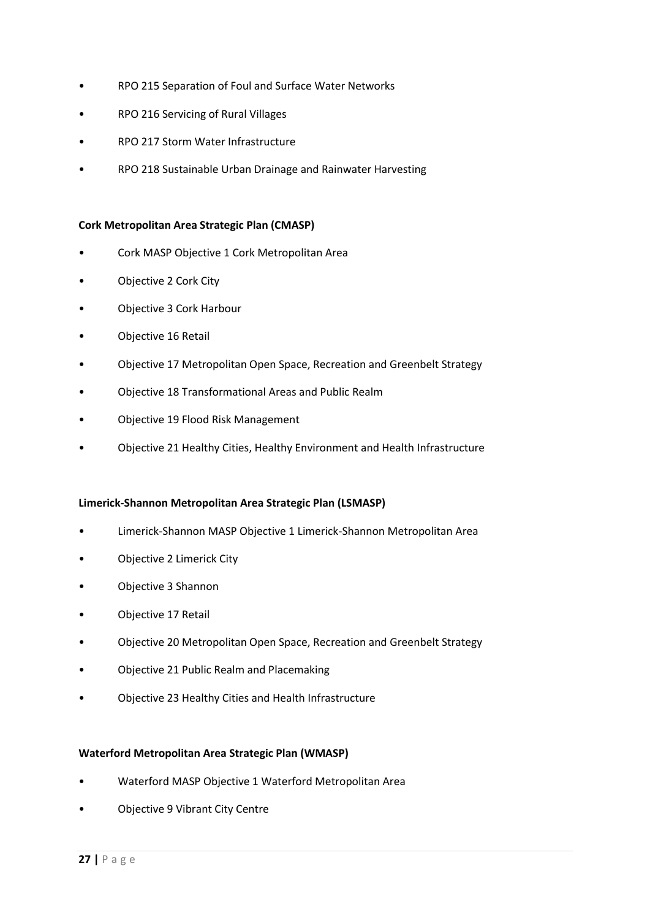- RPO 215 Separation of Foul and Surface Water Networks
- RPO 216 Servicing of Rural Villages
- RPO 217 Storm Water Infrastructure
- RPO 218 Sustainable Urban Drainage and Rainwater Harvesting

**Cork Metropolitan Area Strategic Plan (CMASP)**

- Cork MASP Objective 1 Cork Metropolitan Area
- Objective 2 Cork City
- Objective 3 Cork Harbour
- Objective 16 Retail
- Objective 17 Metropolitan Open Space, Recreation and Greenbelt Strategy
- Objective 18 Transformational Areas and Public Realm
- Objective 19 Flood Risk Management
- Objective 21 Healthy Cities, Healthy Environment and Health Infrastructure

**Limerick-Shannon Metropolitan Area Strategic Plan (LSMASP)**

- Limerick-Shannon MASP Objective 1 Limerick-Shannon Metropolitan Area
- Objective 2 Limerick City
- Objective 3 Shannon
- Objective 17 Retail
- Objective 20 Metropolitan Open Space, Recreation and Greenbelt Strategy
- Objective 21 Public Realm and Placemaking
- Objective 23 Healthy Cities and Health Infrastructure

**Waterford Metropolitan Area Strategic Plan (WMASP)**

- Waterford MASP Objective 1 Waterford Metropolitan Area
- Objective 9 Vibrant City Centre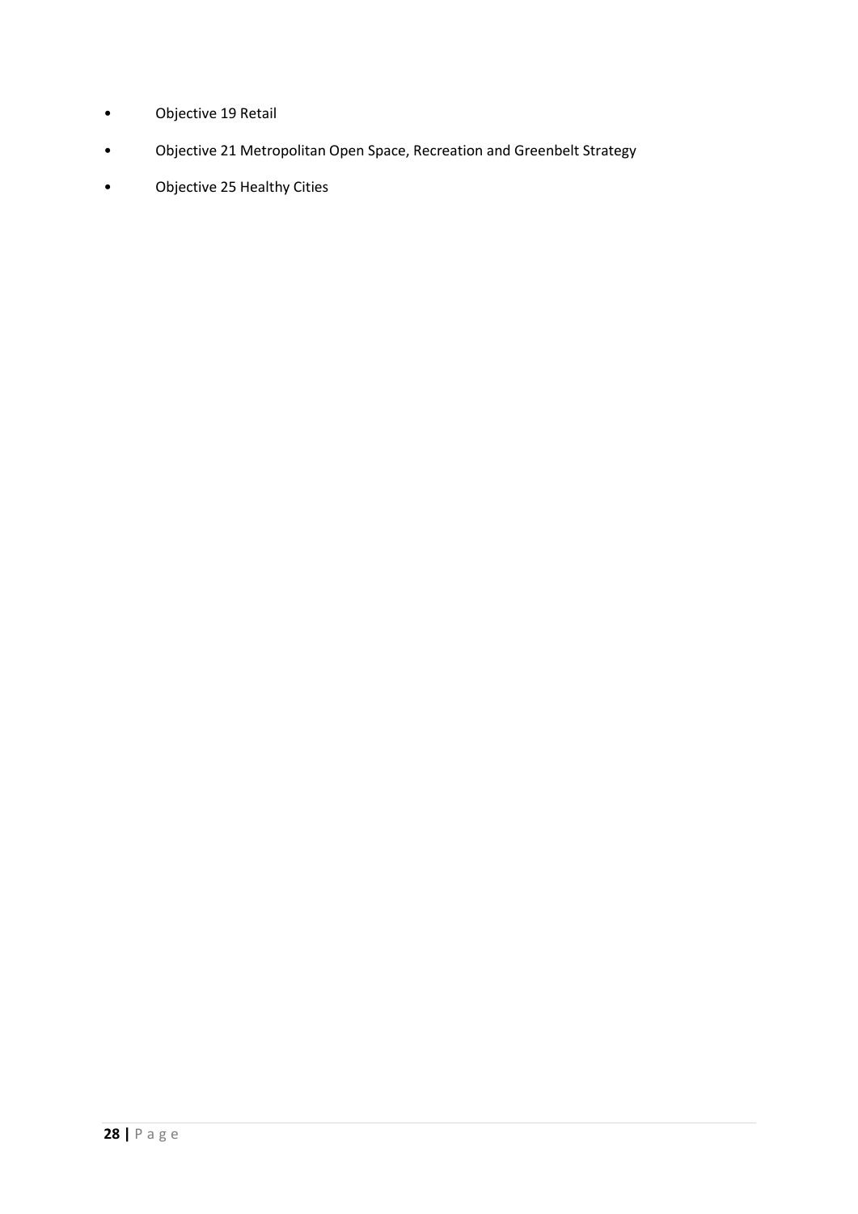- Objective 19 Retail
- Objective 21 Metropolitan Open Space, Recreation and Greenbelt Strategy
- Objective 25 Healthy Cities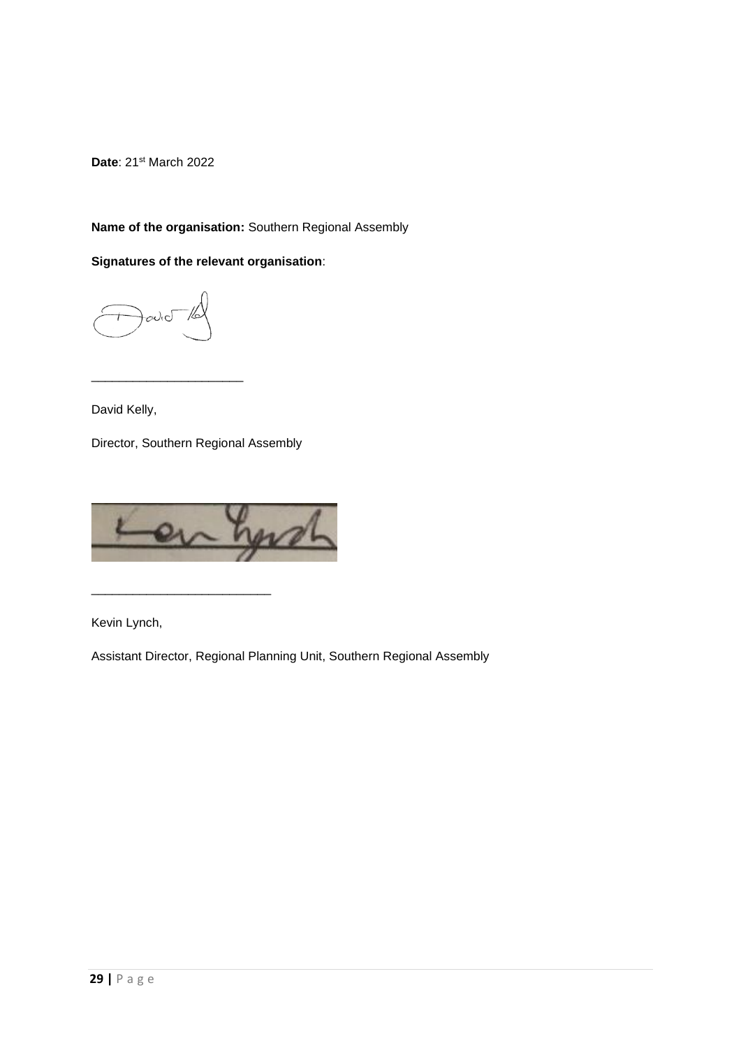**Date**: 21st March 2022

**Name of the organisation:** Southern Regional Assembly

**Signatures of the relevant organisation**:

_____________________

David Kelly,

Director, Southern Regional Assembly

_________________________

Kevin Lynch,

Assistant Director, Regional Planning Unit, Southern Regional Assembly